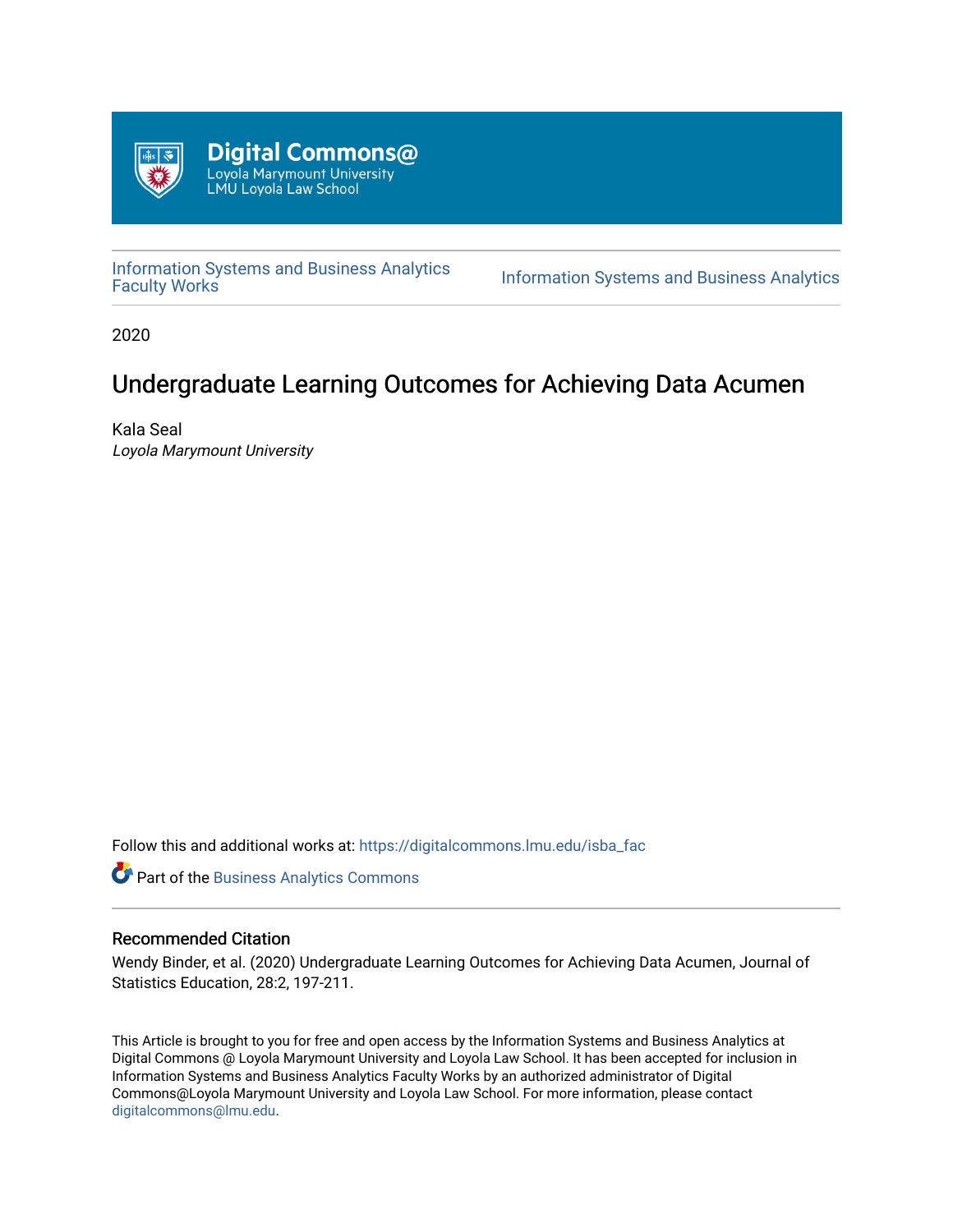Digital Commons@
Loyola Marymount University
LMU Loyola Law School

Information Systems and Business Analytics Faculty Works

Information Systems and Business Analytics

2020

# Undergraduate Learning Outcomes for Achieving Data Acumen

Kala Seal
*Loyola Marymount University*

Follow this and additional works at: https://digitalcommons.lmu.edu/isba_fac

Part of the Business Analytics Commons

### Recommended Citation

Wendy Binder, et al. (2020) Undergraduate Learning Outcomes for Achieving Data Acumen, Journal of Statistics Education, 28:2, 197-211.

This Article is brought to you for free and open access by the Information Systems and Business Analytics at Digital Commons @ Loyola Marymount University and Loyola Law School. It has been accepted for inclusion in Information Systems and Business Analytics Faculty Works by an authorized administrator of Digital Commons@Loyola Marymount University and Loyola Law School. For more information, please contact digitalcommons@lmu.edu.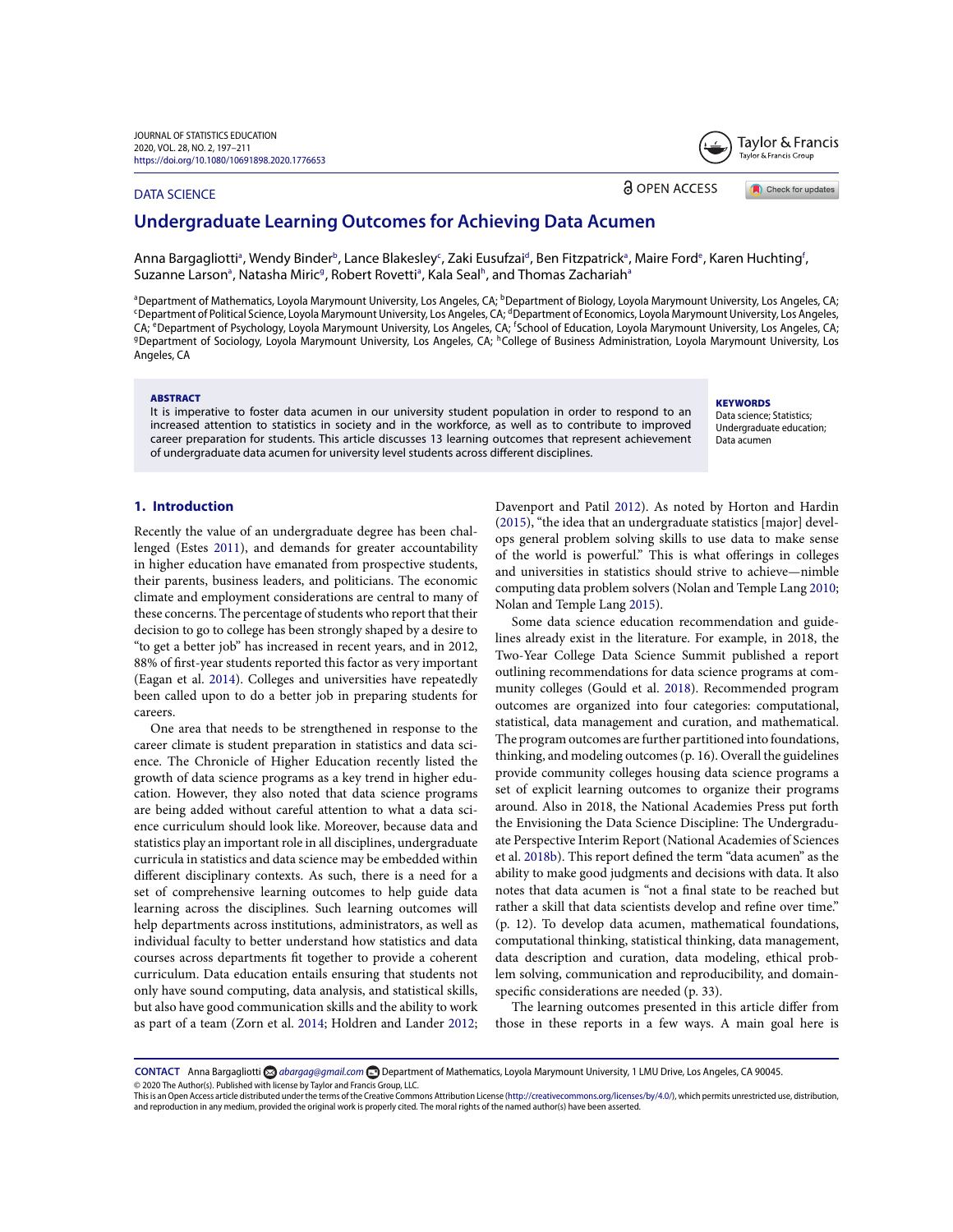DATA SCIENCE

# Undergraduate Learning Outcomes for Achieving Data Acumen

Anna Bargagliotti[a], Wendy Binder[b], Lance Blakesley[c], Zaki Eusufzai[d], Ben Fitzpatrick[a], Maire Ford[e], Karen Huchting[f], Suzanne Larson[a], Natasha Miric[g], Robert Rovetti[a], Kala Seal[h], and Thomas Zachariah[a]

[a]Department of Mathematics, Loyola Marymount University, Los Angeles, CA; [b]Department of Biology, Loyola Marymount University, Los Angeles, CA; [c]Department of Political Science, Loyola Marymount University, Los Angeles, CA; [d]Department of Economics, Loyola Marymount University, Los Angeles, CA; [e]Department of Psychology, Loyola Marymount University, Los Angeles, CA; [f]School of Education, Loyola Marymount University, Los Angeles, CA; [g]Department of Sociology, Loyola Marymount University, Los Angeles, CA; [h]College of Business Administration, Loyola Marymount University, Los Angeles, CA

**ABSTRACT**

It is imperative to foster data acumen in our university student population in order to respond to an increased attention to statistics in society and in the workforce, as well as to contribute to improved career preparation for students. This article discusses 13 learning outcomes that represent achievement of undergraduate data acumen for university level students across different disciplines.

**KEYWORDS**

Data science; Statistics; Undergraduate education; Data acumen

## 1. Introduction

Recently the value of an undergraduate degree has been challenged (Estes 2011), and demands for greater accountability in higher education have emanated from prospective students, their parents, business leaders, and politicians. The economic climate and employment considerations are central to many of these concerns. The percentage of students who report that their decision to go to college has been strongly shaped by a desire to "to get a better job" has increased in recent years, and in 2012, 88% of first-year students reported this factor as very important (Eagan et al. 2014). Colleges and universities have repeatedly been called upon to do a better job in preparing students for careers.

One area that needs to be strengthened in response to the career climate is student preparation in statistics and data science. The Chronicle of Higher Education recently listed the growth of data science programs as a key trend in higher education. However, they also noted that data science programs are being added without careful attention to what a data science curriculum should look like. Moreover, because data and statistics play an important role in all disciplines, undergraduate curricula in statistics and data science may be embedded within different disciplinary contexts. As such, there is a need for a set of comprehensive learning outcomes to help guide data learning across the disciplines. Such learning outcomes will help departments across institutions, administrators, as well as individual faculty to better understand how statistics and data courses across departments fit together to provide a coherent curriculum. Data education entails ensuring that students not only have sound computing, data analysis, and statistical skills, but also have good communication skills and the ability to work as part of a team (Zorn et al. 2014; Holdren and Lander 2012; Davenport and Patil 2012). As noted by Horton and Hardin (2015), "the idea that an undergraduate statistics [major] develops general problem solving skills to use data to make sense of the world is powerful." This is what offerings in colleges and universities in statistics should strive to achieve—nimble computing data problem solvers (Nolan and Temple Lang 2010; Nolan and Temple Lang 2015).

Some data science education recommendation and guidelines already exist in the literature. For example, in 2018, the Two-Year College Data Science Summit published a report outlining recommendations for data science programs at community colleges (Gould et al. 2018). Recommended program outcomes are organized into four categories: computational, statistical, data management and curation, and mathematical. The program outcomes are further partitioned into foundations, thinking, and modeling outcomes (p. 16). Overall the guidelines provide community colleges housing data science programs a set of explicit learning outcomes to organize their programs around. Also in 2018, the National Academies Press put forth the Envisioning the Data Science Discipline: The Undergraduate Perspective Interim Report (National Academies of Sciences et al. 2018b). This report defined the term "data acumen" as the ability to make good judgments and decisions with data. It also notes that data acumen is "not a final state to be reached but rather a skill that data scientists develop and refine over time." (p. 12). To develop data acumen, mathematical foundations, computational thinking, statistical thinking, data management, data description and curation, data modeling, ethical problem solving, communication and reproducibility, and domain-specific considerations are needed (p. 33).

The learning outcomes presented in this article differ from those in these reports in a few ways. A main goal here is

---

**CONTACT** Anna Bargagliotti abargag@gmail.com Department of Mathematics, Loyola Marymount University, 1 LMU Drive, Los Angeles, CA 90045.

© 2020 The Author(s). Published with license by Taylor and Francis Group, LLC.

This is an Open Access article distributed under the terms of the Creative Commons Attribution License (http://creativecommons.org/licenses/by/4.0/), which permits unrestricted use, distribution, and reproduction in any medium, provided the original work is properly cited. The moral rights of the named author(s) have been asserted.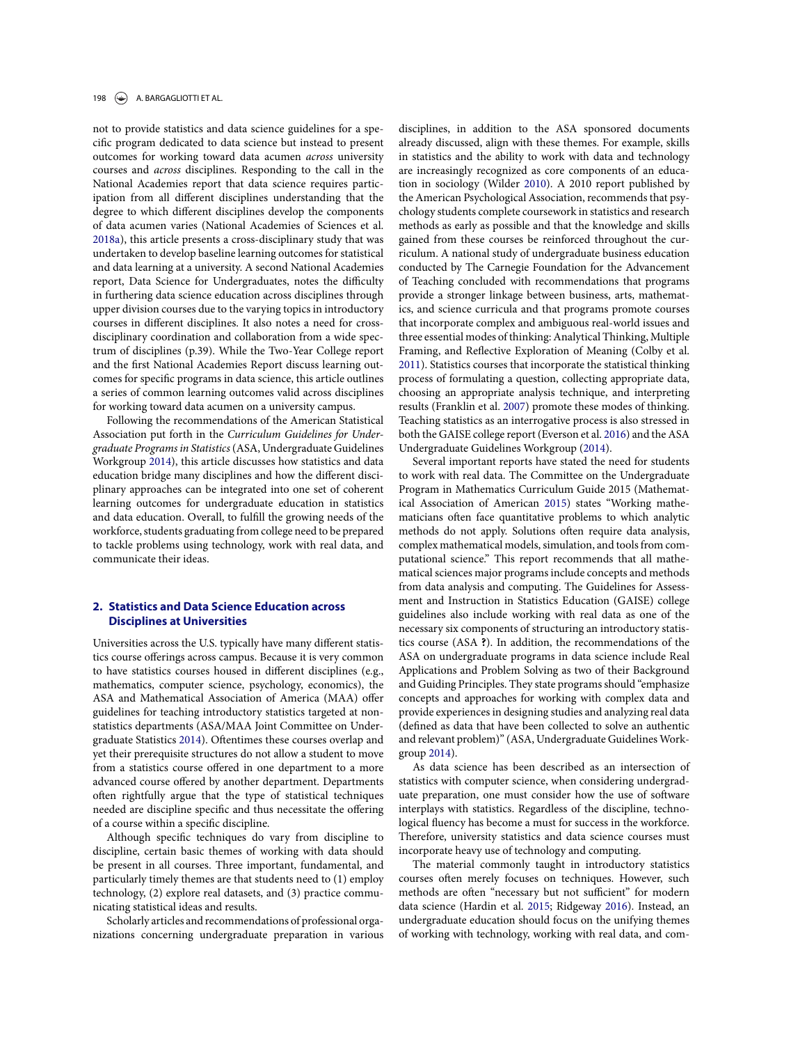not to provide statistics and data science guidelines for a specific program dedicated to data science but instead to present outcomes for working toward data acumen *across* university courses and *across* disciplines. Responding to the call in the National Academies report that data science requires participation from all different disciplines understanding that the degree to which different disciplines develop the components of data acumen varies (National Academies of Sciences et al. 2018a), this article presents a cross-disciplinary study that was undertaken to develop baseline learning outcomes for statistical and data learning at a university. A second National Academies report, Data Science for Undergraduates, notes the difficulty in furthering data science education across disciplines through upper division courses due to the varying topics in introductory courses in different disciplines. It also notes a need for cross-disciplinary coordination and collaboration from a wide spectrum of disciplines (p.39). While the Two-Year College report and the first National Academies Report discuss learning outcomes for specific programs in data science, this article outlines a series of common learning outcomes valid across disciplines for working toward data acumen on a university campus.

Following the recommendations of the American Statistical Association put forth in the *Curriculum Guidelines for Undergraduate Programs in Statistics* (ASA, Undergraduate Guidelines Workgroup 2014), this article discusses how statistics and data education bridge many disciplines and how the different disciplinary approaches can be integrated into one set of coherent learning outcomes for undergraduate education in statistics and data education. Overall, to fulfill the growing needs of the workforce, students graduating from college need to be prepared to tackle problems using technology, work with real data, and communicate their ideas.

## 2. Statistics and Data Science Education across Disciplines at Universities

Universities across the U.S. typically have many different statistics course offerings across campus. Because it is very common to have statistics courses housed in different disciplines (e.g., mathematics, computer science, psychology, economics), the ASA and Mathematical Association of America (MAA) offer guidelines for teaching introductory statistics targeted at non-statistics departments (ASA/MAA Joint Committee on Undergraduate Statistics 2014). Oftentimes these courses overlap and yet their prerequisite structures do not allow a student to move from a statistics course offered in one department to a more advanced course offered by another department. Departments often rightfully argue that the type of statistical techniques needed are discipline specific and thus necessitate the offering of a course within a specific discipline.

Although specific techniques do vary from discipline to discipline, certain basic themes of working with data should be present in all courses. Three important, fundamental, and particularly timely themes are that students need to (1) employ technology, (2) explore real datasets, and (3) practice communicating statistical ideas and results.

Scholarly articles and recommendations of professional organizations concerning undergraduate preparation in various disciplines, in addition to the ASA sponsored documents already discussed, align with these themes. For example, skills in statistics and the ability to work with data and technology are increasingly recognized as core components of an education in sociology (Wilder 2010). A 2010 report published by the American Psychological Association, recommends that psychology students complete coursework in statistics and research methods as early as possible and that the knowledge and skills gained from these courses be reinforced throughout the curriculum. A national study of undergraduate business education conducted by The Carnegie Foundation for the Advancement of Teaching concluded with recommendations that programs provide a stronger linkage between business, arts, mathematics, and science curricula and that programs promote courses that incorporate complex and ambiguous real-world issues and three essential modes of thinking: Analytical Thinking, Multiple Framing, and Reflective Exploration of Meaning (Colby et al. 2011). Statistics courses that incorporate the statistical thinking process of formulating a question, collecting appropriate data, choosing an appropriate analysis technique, and interpreting results (Franklin et al. 2007) promote these modes of thinking. Teaching statistics as an interrogative process is also stressed in both the GAISE college report (Everson et al. 2016) and the ASA Undergraduate Guidelines Workgroup (2014).

Several important reports have stated the need for students to work with real data. The Committee on the Undergraduate Program in Mathematics Curriculum Guide 2015 (Mathematical Association of American 2015) states "Working mathematicians often face quantitative problems to which analytic methods do not apply. Solutions often require data analysis, complex mathematical models, simulation, and tools from computational science." This report recommends that all mathematical sciences major programs include concepts and methods from data analysis and computing. The Guidelines for Assessment and Instruction in Statistics Education (GAISE) college guidelines also include working with real data as one of the necessary six components of structuring an introductory statistics course (ASA **?**). In addition, the recommendations of the ASA on undergraduate programs in data science include Real Applications and Problem Solving as two of their Background and Guiding Principles. They state programs should "emphasize concepts and approaches for working with complex data and provide experiences in designing studies and analyzing real data (defined as data that have been collected to solve an authentic and relevant problem)" (ASA, Undergraduate Guidelines Workgroup 2014).

As data science has been described as an intersection of statistics with computer science, when considering undergraduate preparation, one must consider how the use of software interplays with statistics. Regardless of the discipline, technological fluency has become a must for success in the workforce. Therefore, university statistics and data science courses must incorporate heavy use of technology and computing.

The material commonly taught in introductory statistics courses often merely focuses on techniques. However, such methods are often "necessary but not sufficient" for modern data science (Hardin et al. 2015; Ridgeway 2016). Instead, an undergraduate education should focus on the unifying themes of working with technology, working with real data, and com-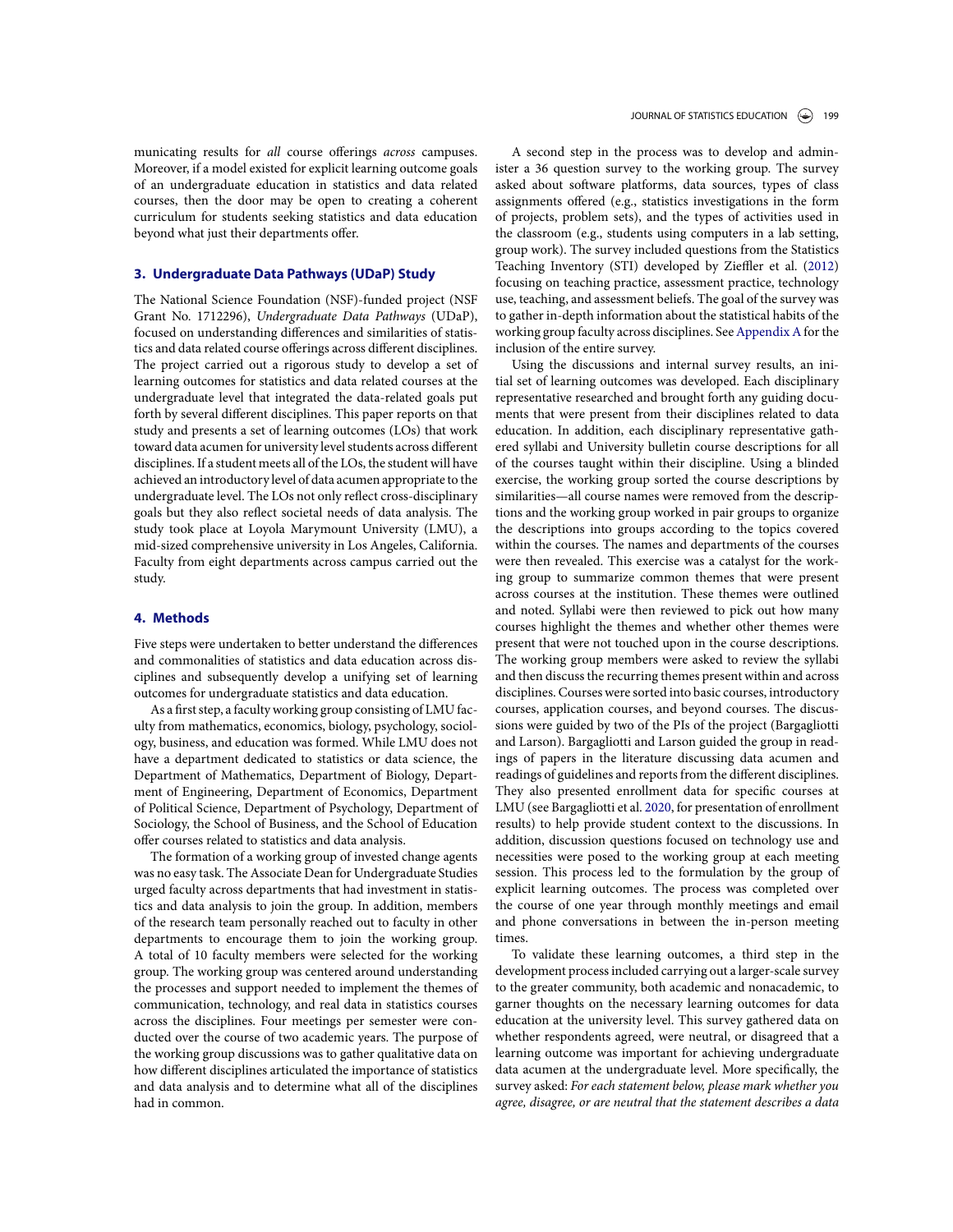municating results for *all* course offerings *across* campuses. Moreover, if a model existed for explicit learning outcome goals of an undergraduate education in statistics and data related courses, then the door may be open to creating a coherent curriculum for students seeking statistics and data education beyond what just their departments offer.

## 3. Undergraduate Data Pathways (UDaP) Study

The National Science Foundation (NSF)-funded project (NSF Grant No. 1712296), *Undergraduate Data Pathways* (UDaP), focused on understanding differences and similarities of statistics and data related course offerings across different disciplines. The project carried out a rigorous study to develop a set of learning outcomes for statistics and data related courses at the undergraduate level that integrated the data-related goals put forth by several different disciplines. This paper reports on that study and presents a set of learning outcomes (LOs) that work toward data acumen for university level students across different disciplines. If a student meets all of the LOs, the student will have achieved an introductory level of data acumen appropriate to the undergraduate level. The LOs not only reflect cross-disciplinary goals but they also reflect societal needs of data analysis. The study took place at Loyola Marymount University (LMU), a mid-sized comprehensive university in Los Angeles, California. Faculty from eight departments across campus carried out the study.

## 4. Methods

Five steps were undertaken to better understand the differences and commonalities of statistics and data education across disciplines and subsequently develop a unifying set of learning outcomes for undergraduate statistics and data education.

As a first step, a faculty working group consisting of LMU faculty from mathematics, economics, biology, psychology, sociology, business, and education was formed. While LMU does not have a department dedicated to statistics or data science, the Department of Mathematics, Department of Biology, Department of Engineering, Department of Economics, Department of Political Science, Department of Psychology, Department of Sociology, the School of Business, and the School of Education offer courses related to statistics and data analysis.

The formation of a working group of invested change agents was no easy task. The Associate Dean for Undergraduate Studies urged faculty across departments that had investment in statistics and data analysis to join the group. In addition, members of the research team personally reached out to faculty in other departments to encourage them to join the working group. A total of 10 faculty members were selected for the working group. The working group was centered around understanding the processes and support needed to implement the themes of communication, technology, and real data in statistics courses across the disciplines. Four meetings per semester were conducted over the course of two academic years. The purpose of the working group discussions was to gather qualitative data on how different disciplines articulated the importance of statistics and data analysis and to determine what all of the disciplines had in common.

A second step in the process was to develop and administer a 36 question survey to the working group. The survey asked about software platforms, data sources, types of class assignments offered (e.g., statistics investigations in the form of projects, problem sets), and the types of activities used in the classroom (e.g., students using computers in a lab setting, group work). The survey included questions from the Statistics Teaching Inventory (STI) developed by Zieffler et al. (2012) focusing on teaching practice, assessment practice, technology use, teaching, and assessment beliefs. The goal of the survey was to gather in-depth information about the statistical habits of the working group faculty across disciplines. See Appendix A for the inclusion of the entire survey.

Using the discussions and internal survey results, an initial set of learning outcomes was developed. Each disciplinary representative researched and brought forth any guiding documents that were present from their disciplines related to data education. In addition, each disciplinary representative gathered syllabi and University bulletin course descriptions for all of the courses taught within their discipline. Using a blinded exercise, the working group sorted the course descriptions by similarities—all course names were removed from the descriptions and the working group worked in pair groups to organize the descriptions into groups according to the topics covered within the courses. The names and departments of the courses were then revealed. This exercise was a catalyst for the working group to summarize common themes that were present across courses at the institution. These themes were outlined and noted. Syllabi were then reviewed to pick out how many courses highlight the themes and whether other themes were present that were not touched upon in the course descriptions. The working group members were asked to review the syllabi and then discuss the recurring themes present within and across disciplines. Courses were sorted into basic courses, introductory courses, application courses, and beyond courses. The discussions were guided by two of the PIs of the project (Bargagliotti and Larson). Bargagliotti and Larson guided the group in readings of papers in the literature discussing data acumen and readings of guidelines and reports from the different disciplines. They also presented enrollment data for specific courses at LMU (see Bargagliotti et al. 2020, for presentation of enrollment results) to help provide student context to the discussions. In addition, discussion questions focused on technology use and necessities were posed to the working group at each meeting session. This process led to the formulation by the group of explicit learning outcomes. The process was completed over the course of one year through monthly meetings and email and phone conversations in between the in-person meeting times.

To validate these learning outcomes, a third step in the development process included carrying out a larger-scale survey to the greater community, both academic and nonacademic, to garner thoughts on the necessary learning outcomes for data education at the university level. This survey gathered data on whether respondents agreed, were neutral, or disagreed that a learning outcome was important for achieving undergraduate data acumen at the undergraduate level. More specifically, the survey asked: *For each statement below, please mark whether you agree, disagree, or are neutral that the statement describes a data*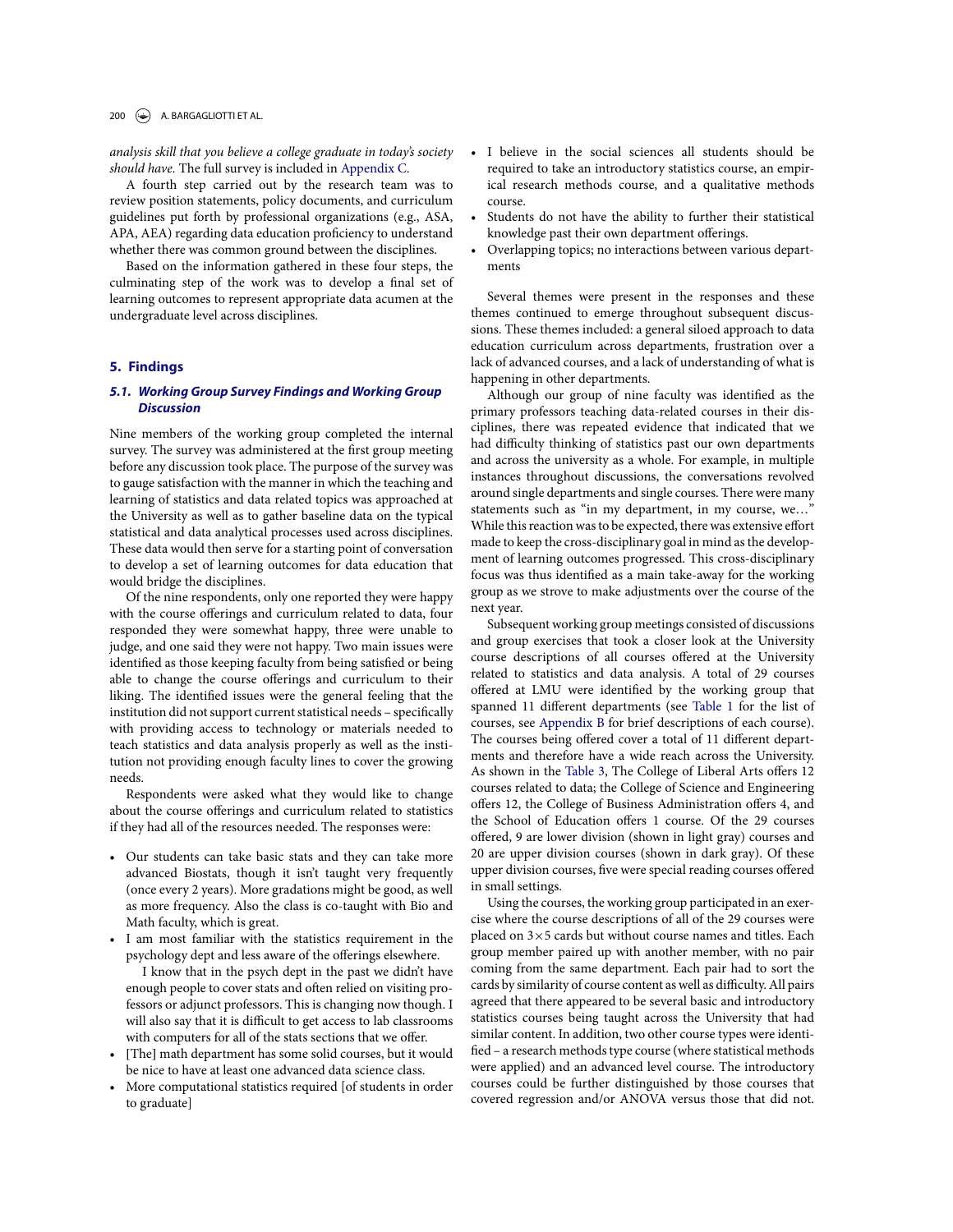*analysis skill that you believe a college graduate in today's society should have*. The full survey is included in Appendix C.

A fourth step carried out by the research team was to review position statements, policy documents, and curriculum guidelines put forth by professional organizations (e.g., ASA, APA, AEA) regarding data education proficiency to understand whether there was common ground between the disciplines.

Based on the information gathered in these four steps, the culminating step of the work was to develop a final set of learning outcomes to represent appropriate data acumen at the undergraduate level across disciplines.

## 5. Findings

### 5.1. Working Group Survey Findings and Working Group Discussion

Nine members of the working group completed the internal survey. The survey was administered at the first group meeting before any discussion took place. The purpose of the survey was to gauge satisfaction with the manner in which the teaching and learning of statistics and data related topics was approached at the University as well as to gather baseline data on the typical statistical and data analytical processes used across disciplines. These data would then serve for a starting point of conversation to develop a set of learning outcomes for data education that would bridge the disciplines.

Of the nine respondents, only one reported they were happy with the course offerings and curriculum related to data, four responded they were somewhat happy, three were unable to judge, and one said they were not happy. Two main issues were identified as those keeping faculty from being satisfied or being able to change the course offerings and curriculum to their liking. The identified issues were the general feeling that the institution did not support current statistical needs – specifically with providing access to technology or materials needed to teach statistics and data analysis properly as well as the institution not providing enough faculty lines to cover the growing needs.

Respondents were asked what they would like to change about the course offerings and curriculum related to statistics if they had all of the resources needed. The responses were:

- Our students can take basic stats and they can take more advanced Biostats, though it isn't taught very frequently (once every 2 years). More gradations might be good, as well as more frequency. Also the class is co-taught with Bio and Math faculty, which is great.
- I am most familiar with the statistics requirement in the psychology dept and less aware of the offerings elsewhere.

  I know that in the psych dept in the past we didn't have enough people to cover stats and often relied on visiting professors or adjunct professors. This is changing now though. I will also say that it is difficult to get access to lab classrooms with computers for all of the stats sections that we offer.
- [The] math department has some solid courses, but it would be nice to have at least one advanced data science class.
- More computational statistics required [of students in order to graduate]
- I believe in the social sciences all students should be required to take an introductory statistics course, an empirical research methods course, and a qualitative methods course.
- Students do not have the ability to further their statistical knowledge past their own department offerings.
- Overlapping topics; no interactions between various departments

Several themes were present in the responses and these themes continued to emerge throughout subsequent discussions. These themes included: a general siloed approach to data education curriculum across departments, frustration over a lack of advanced courses, and a lack of understanding of what is happening in other departments.

Although our group of nine faculty was identified as the primary professors teaching data-related courses in their disciplines, there was repeated evidence that indicated that we had difficulty thinking of statistics past our own departments and across the university as a whole. For example, in multiple instances throughout discussions, the conversations revolved around single departments and single courses. There were many statements such as "in my department, in my course, we…" While this reaction was to be expected, there was extensive effort made to keep the cross-disciplinary goal in mind as the development of learning outcomes progressed. This cross-disciplinary focus was thus identified as a main take-away for the working group as we strove to make adjustments over the course of the next year.

Subsequent working group meetings consisted of discussions and group exercises that took a closer look at the University course descriptions of all courses offered at the University related to statistics and data analysis. A total of 29 courses offered at LMU were identified by the working group that spanned 11 different departments (see Table 1 for the list of courses, see Appendix B for brief descriptions of each course). The courses being offered cover a total of 11 different departments and therefore have a wide reach across the University. As shown in the Table 3, The College of Liberal Arts offers 12 courses related to data; the College of Science and Engineering offers 12, the College of Business Administration offers 4, and the School of Education offers 1 course. Of the 29 courses offered, 9 are lower division (shown in light gray) courses and 20 are upper division courses (shown in dark gray). Of these upper division courses, five were special reading courses offered in small settings.

Using the courses, the working group participated in an exercise where the course descriptions of all of the 29 courses were placed on 3×5 cards but without course names and titles. Each group member paired up with another member, with no pair coming from the same department. Each pair had to sort the cards by similarity of course content as well as difficulty. All pairs agreed that there appeared to be several basic and introductory statistics courses being taught across the University that had similar content. In addition, two other course types were identified – a research methods type course (where statistical methods were applied) and an advanced level course. The introductory courses could be further distinguished by those courses that covered regression and/or ANOVA versus those that did not.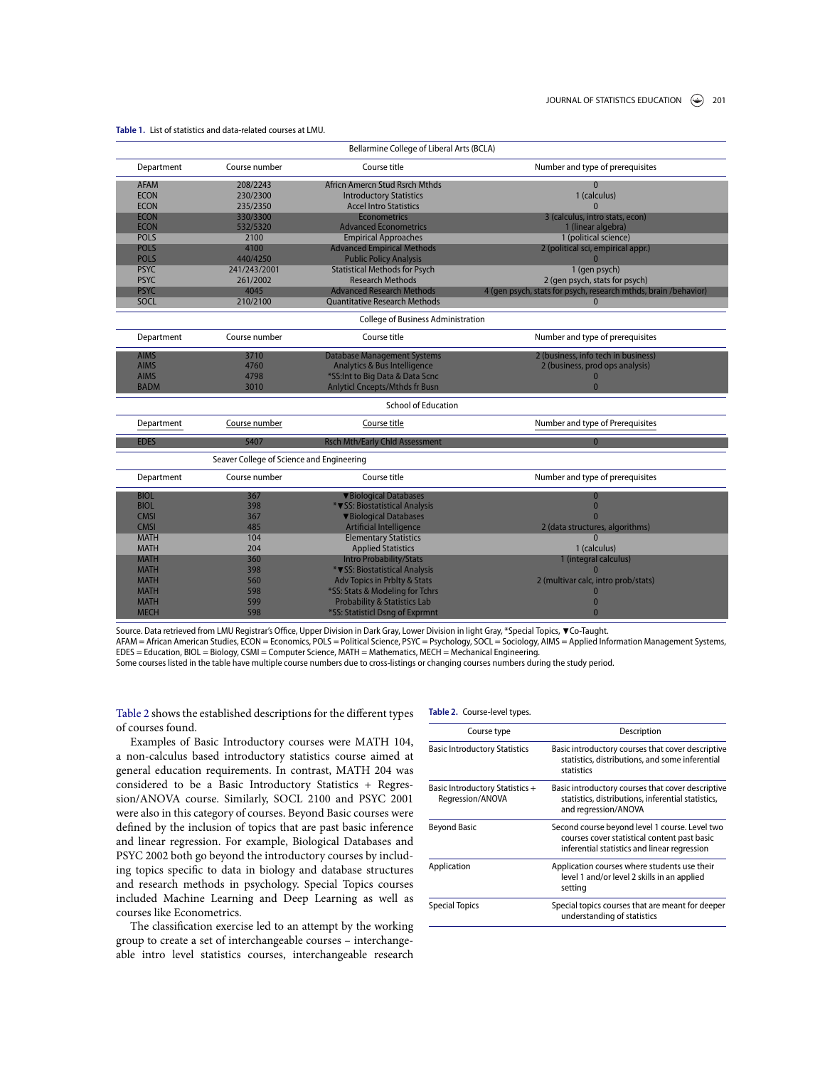**Table 1.** List of statistics and data-related courses at LMU.

| Department | Course number | Course title | Number and type of prerequisites |
|---|---|---|---|
| **Bellarmine College of Liberal Arts (BCLA)** | | | |
| AFAM | 208/2243 | Africn Amercn Stud Rsrch Mthds | 0 |
| ECON | 230/2300 | Introductory Statistics | 1 (calculus) |
| ECON | 235/2350 | Accel Intro Statistics | 0 |
| ECON | 330/3300 | Econometrics | 3 (calculus, intro stats, econ) |
| ECON | 532/5320 | Advanced Econometrics | 1 (linear algebra) |
| POLS | 2100 | Empirical Approaches | 1 (political science) |
| POLS | 4100 | Advanced Empirical Methods | 2 (political sci, empirical appr.) |
| POLS | 440/4250 | Public Policy Analysis | 0 |
| PSYC | 241/243/2001 | Statistical Methods for Psych | 1 (gen psych) |
| PSYC | 261/2002 | Research Methods | 2 (gen psych, stats for psych) |
| PSYC | 4045 | Advanced Research Methods | 4 (gen psych, stats for psych, research mthds, brain /behavior) |
| SOCL | 210/2100 | Quantitative Research Methods | 0 |
| **College of Business Administration** | | | |
| AIMS | 3710 | Database Management Systems | 2 (business, info tech in business) |
| AIMS | 4760 | Analytics & Bus Intelligence | 2 (business, prod ops analysis) |
| AIMS | 4798 | *SS:Int to Big Data & Data Scnc | 0 |
| BADM | 3010 | Anlyticl Cncepts/Mthds fr Busn | 0 |
| **School of Education** | | | |
| EDES | 5407 | Rsch Mth/Early Chld Assessment | 0 |
| **Seaver College of Science and Engineering** | | | |
| BIOL | 367 | ▼Biological Databases | 0 |
| BIOL | 398 | *▼SS: Biostatistical Analysis | 0 |
| CMSI | 367 | ▼Biological Databases | 0 |
| CMSI | 485 | Artificial Intelligence | 2 (data structures, algorithms) |
| MATH | 104 | Elementary Statistics | 0 |
| MATH | 204 | Applied Statistics | 1 (calculus) |
| MATH | 360 | Intro Probability/Stats | 1 (integral calculus) |
| MATH | 398 | *▼SS: Biostatistical Analysis | 0 |
| MATH | 560 | Adv Topics in Prblty & Stats | 2 (multivar calc, intro prob/stats) |
| MATH | 598 | *SS: Stats & Modeling for Tchrs | 0 |
| MATH | 599 | Probability & Statistics Lab | 0 |
| MECH | 598 | *SS: Statisticl Dsng of Exprmnt | 0 |

Source. Data retrieved from LMU Registrar's Office, Upper Division in Dark Gray, Lower Division in light Gray, *Special Topics, ▼Co-Taught.
AFAM = African American Studies, ECON = Economics, POLS = Political Science, PSYC = Psychology, SOCL = Sociology, AIMS = Applied Information Management Systems, EDES = Education, BIOL = Biology, CSMI = Computer Science, MATH = Mathematics, MECH = Mechanical Engineering.
Some courses listed in the table have multiple course numbers due to cross-listings or changing courses numbers during the study period.

Table 2 shows the established descriptions for the different types of courses found.

Examples of Basic Introductory courses were MATH 104, a non-calculus based introductory statistics course aimed at general education requirements. In contrast, MATH 204 was considered to be a Basic Introductory Statistics + Regression/ANOVA course. Similarly, SOCL 2100 and PSYC 2001 were also in this category of courses. Beyond Basic courses were defined by the inclusion of topics that are past basic inference and linear regression. For example, Biological Databases and PSYC 2002 both go beyond the introductory courses by including topics specific to data in biology and database structures and research methods in psychology. Special Topics courses included Machine Learning and Deep Learning as well as courses like Econometrics.

The classification exercise led to an attempt by the working group to create a set of interchangeable courses – interchangeable intro level statistics courses, interchangeable research

**Table 2.** Course-level types.

| Course type | Description |
|---|---|
| Basic Introductory Statistics | Basic introductory courses that cover descriptive statistics, distributions, and some inferential statistics |
| Basic Introductory Statistics + Regression/ANOVA | Basic introductory courses that cover descriptive statistics, distributions, inferential statistics, and regression/ANOVA |
| Beyond Basic | Second course beyond level 1 course. Level two courses cover statistical content past basic inferential statistics and linear regression |
| Application | Application courses where students use their level 1 and/or level 2 skills in an applied setting |
| Special Topics | Special topics courses that are meant for deeper understanding of statistics |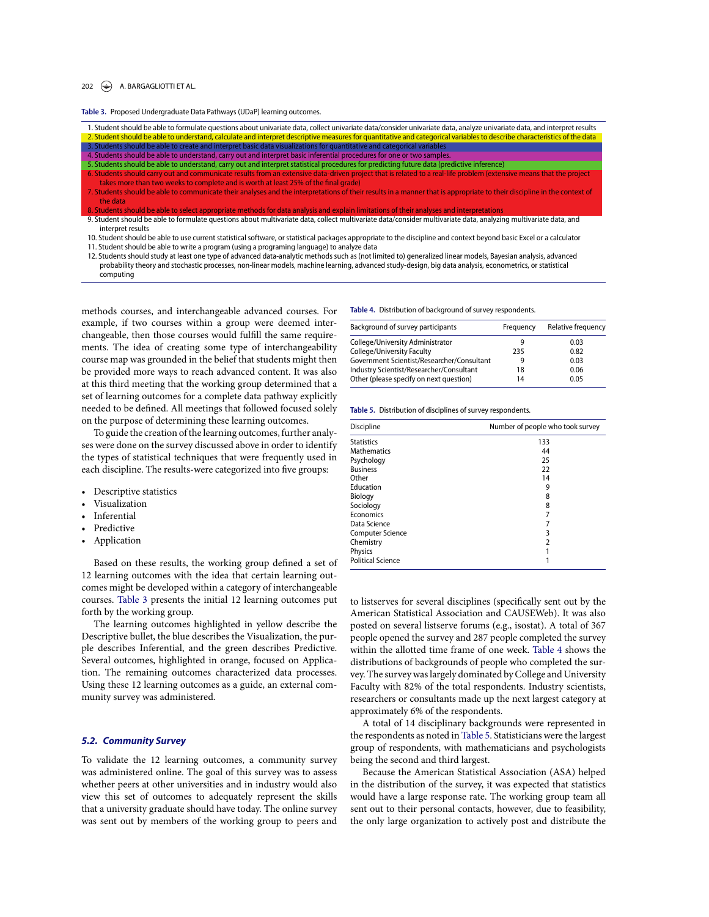Table 3. Proposed Undergraduate Data Pathways (UDaP) learning outcomes.

1. Student should be able to formulate questions about univariate data, collect univariate data/consider univariate data, analyze univariate data, and interpret results
2. Student should be able to understand, calculate and interpret descriptive measures for quantitative and categorical variables to describe characteristics of the data
3. Students should be able to create and interpret basic data visualizations for quantitative and categorical variables
4. Students should be able to understand, carry out and interpret basic inferential procedures for one or two samples.
5. Students should be able to understand, carry out and interpret statistical procedures for predicting future data (predictive inference)
6. Students should carry out and communicate results from an extensive data-driven project that is related to a real-life problem (extensive means that the project takes more than two weeks to complete and is worth at least 25% of the final grade)
7. Students should be able to communicate their analyses and the interpretations of their results in a manner that is appropriate to their discipline in the context of the data
8. Students should be able to select appropriate methods for data analysis and explain limitations of their analyses and interpretations
9. Student should be able to formulate questions about multivariate data, collect multivariate data/consider multivariate data, analyzing multivariate data, and interpret results
10. Student should be able to use current statistical software, or statistical packages appropriate to the discipline and context beyond basic Excel or a calculator
11. Student should be able to write a program (using a programing language) to analyze data
12. Students should study at least one type of advanced data-analytic methods such as (not limited to) generalized linear models, Bayesian analysis, advanced probability theory and stochastic processes, non-linear models, machine learning, advanced study-design, big data analysis, econometrics, or statistical computing

methods courses, and interchangeable advanced courses. For example, if two courses within a group were deemed interchangeable, then those courses would fulfill the same requirements. The idea of creating some type of interchangeability course map was grounded in the belief that students might then be provided more ways to reach advanced content. It was also at this third meeting that the working group determined that a set of learning outcomes for a complete data pathway explicitly needed to be defined. All meetings that followed focused solely on the purpose of determining these learning outcomes.

To guide the creation of the learning outcomes, further analyses were done on the survey discussed above in order to identify the types of statistical techniques that were frequently used in each discipline. The results-were categorized into five groups:

- Descriptive statistics
- Visualization
- Inferential
- Predictive
- Application

Based on these results, the working group defined a set of 12 learning outcomes with the idea that certain learning outcomes might be developed within a category of interchangeable courses. Table 3 presents the initial 12 learning outcomes put forth by the working group.

The learning outcomes highlighted in yellow describe the Descriptive bullet, the blue describes the Visualization, the purple describes Inferential, and the green describes Predictive. Several outcomes, highlighted in orange, focused on Application. The remaining outcomes characterized data processes. Using these 12 learning outcomes as a guide, an external community survey was administered.

### 5.2. Community Survey

To validate the 12 learning outcomes, a community survey was administered online. The goal of this survey was to assess whether peers at other universities and in industry would also view this set of outcomes to adequately represent the skills that a university graduate should have today. The online survey was sent out by members of the working group to peers and to listserves for several disciplines (specifically sent out by the American Statistical Association and CAUSEWeb). It was also posted on several listserve forums (e.g., isostat). A total of 367 people opened the survey and 287 people completed the survey within the allotted time frame of one week. Table 4 shows the distributions of backgrounds of people who completed the survey. The survey was largely dominated by College and University Faculty with 82% of the total respondents. Industry scientists, researchers or consultants made up the next largest category at approximately 6% of the respondents.

Table 4. Distribution of background of survey respondents.

| Background of survey participants | Frequency | Relative frequency |
|---|---|---|
| College/University Administrator | 9 | 0.03 |
| College/University Faculty | 235 | 0.82 |
| Government Scientist/Researcher/Consultant | 9 | 0.03 |
| Industry Scientist/Researcher/Consultant | 18 | 0.06 |
| Other (please specify on next question) | 14 | 0.05 |

Table 5. Distribution of disciplines of survey respondents.

| Discipline | Number of people who took survey |
|---|---|
| Statistics | 133 |
| Mathematics | 44 |
| Psychology | 25 |
| Business | 22 |
| Other | 14 |
| Education | 9 |
| Biology | 8 |
| Sociology | 8 |
| Economics | 7 |
| Data Science | 7 |
| Computer Science | 3 |
| Chemistry | 2 |
| Physics | 1 |
| Political Science | 1 |

A total of 14 disciplinary backgrounds were represented in the respondents as noted in Table 5. Statisticians were the largest group of respondents, with mathematicians and psychologists being the second and third largest.

Because the American Statistical Association (ASA) helped in the distribution of the survey, it was expected that statistics would have a large response rate. The working group team all sent out to their personal contacts, however, due to feasibility, the only large organization to actively post and distribute the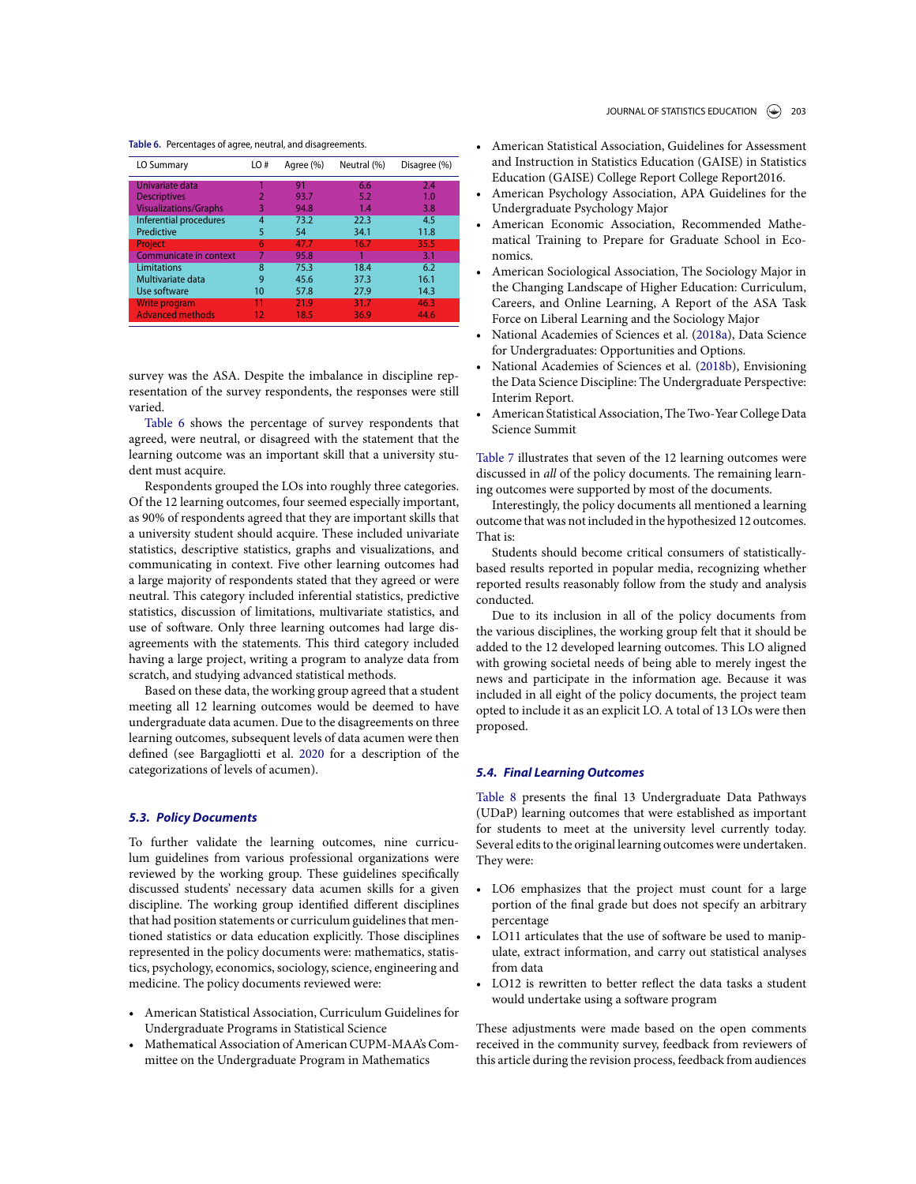Table 6. Percentages of agree, neutral, and disagreements.

| LO Summary | LO # | Agree (%) | Neutral (%) | Disagree (%) |
|---|---|---|---|---|
| Univariate data | 1 | 91 | 6.6 | 2.4 |
| Descriptives | 2 | 93.7 | 5.2 | 1.0 |
| Visualizations/Graphs | 3 | 94.8 | 1.4 | 3.8 |
| Inferential procedures | 4 | 73.2 | 22.3 | 4.5 |
| Predictive | 5 | 54 | 34.1 | 11.8 |
| Project | 6 | 47.7 | 16.7 | 35.5 |
| Communicate in context | 7 | 95.8 | 1 | 3.1 |
| Limitations | 8 | 75.3 | 18.4 | 6.2 |
| Multivariate data | 9 | 45.6 | 37.3 | 16.1 |
| Use software | 10 | 57.8 | 27.9 | 14.3 |
| Write program | 11 | 21.9 | 31.7 | 46.3 |
| Advanced methods | 12 | 18.5 | 36.9 | 44.6 |

survey was the ASA. Despite the imbalance in discipline representation of the survey respondents, the responses were still varied.

Table 6 shows the percentage of survey respondents that agreed, were neutral, or disagreed with the statement that the learning outcome was an important skill that a university student must acquire.

Respondents grouped the LOs into roughly three categories. Of the 12 learning outcomes, four seemed especially important, as 90% of respondents agreed that they are important skills that a university student should acquire. These included univariate statistics, descriptive statistics, graphs and visualizations, and communicating in context. Five other learning outcomes had a large majority of respondents stated that they agreed or were neutral. This category included inferential statistics, predictive statistics, discussion of limitations, multivariate statistics, and use of software. Only three learning outcomes had large disagreements with the statements. This third category included having a large project, writing a program to analyze data from scratch, and studying advanced statistical methods.

Based on these data, the working group agreed that a student meeting all 12 learning outcomes would be deemed to have undergraduate data acumen. Due to the disagreements on three learning outcomes, subsequent levels of data acumen were then defined (see Bargagliotti et al. 2020 for a description of the categorizations of levels of acumen).

### 5.3. Policy Documents

To further validate the learning outcomes, nine curriculum guidelines from various professional organizations were reviewed by the working group. These guidelines specifically discussed students' necessary data acumen skills for a given discipline. The working group identified different disciplines that had position statements or curriculum guidelines that mentioned statistics or data education explicitly. Those disciplines represented in the policy documents were: mathematics, statistics, psychology, economics, sociology, science, engineering and medicine. The policy documents reviewed were:

- American Statistical Association, Curriculum Guidelines for Undergraduate Programs in Statistical Science
- Mathematical Association of American CUPM-MAA's Committee on the Undergraduate Program in Mathematics
- American Statistical Association, Guidelines for Assessment and Instruction in Statistics Education (GAISE) in Statistics Education (GAISE) College Report College Report2016.
- American Psychology Association, APA Guidelines for the Undergraduate Psychology Major
- American Economic Association, Recommended Mathematical Training to Prepare for Graduate School in Economics.
- American Sociological Association, The Sociology Major in the Changing Landscape of Higher Education: Curriculum, Careers, and Online Learning, A Report of the ASA Task Force on Liberal Learning and the Sociology Major
- National Academies of Sciences et al. (2018a), Data Science for Undergraduates: Opportunities and Options.
- National Academies of Sciences et al. (2018b), Envisioning the Data Science Discipline: The Undergraduate Perspective: Interim Report.
- American Statistical Association, The Two-Year College Data Science Summit

Table 7 illustrates that seven of the 12 learning outcomes were discussed in *all* of the policy documents. The remaining learning outcomes were supported by most of the documents.

Interestingly, the policy documents all mentioned a learning outcome that was not included in the hypothesized 12 outcomes. That is:

Students should become critical consumers of statistically-based results reported in popular media, recognizing whether reported results reasonably follow from the study and analysis conducted.

Due to its inclusion in all of the policy documents from the various disciplines, the working group felt that it should be added to the 12 developed learning outcomes. This LO aligned with growing societal needs of being able to merely ingest the news and participate in the information age. Because it was included in all eight of the policy documents, the project team opted to include it as an explicit LO. A total of 13 LOs were then proposed.

### 5.4. Final Learning Outcomes

Table 8 presents the final 13 Undergraduate Data Pathways (UDaP) learning outcomes that were established as important for students to meet at the university level currently today. Several edits to the original learning outcomes were undertaken. They were:

- LO6 emphasizes that the project must count for a large portion of the final grade but does not specify an arbitrary percentage
- LO11 articulates that the use of software be used to manipulate, extract information, and carry out statistical analyses from data
- LO12 is rewritten to better reflect the data tasks a student would undertake using a software program

These adjustments were made based on the open comments received in the community survey, feedback from reviewers of this article during the revision process, feedback from audiences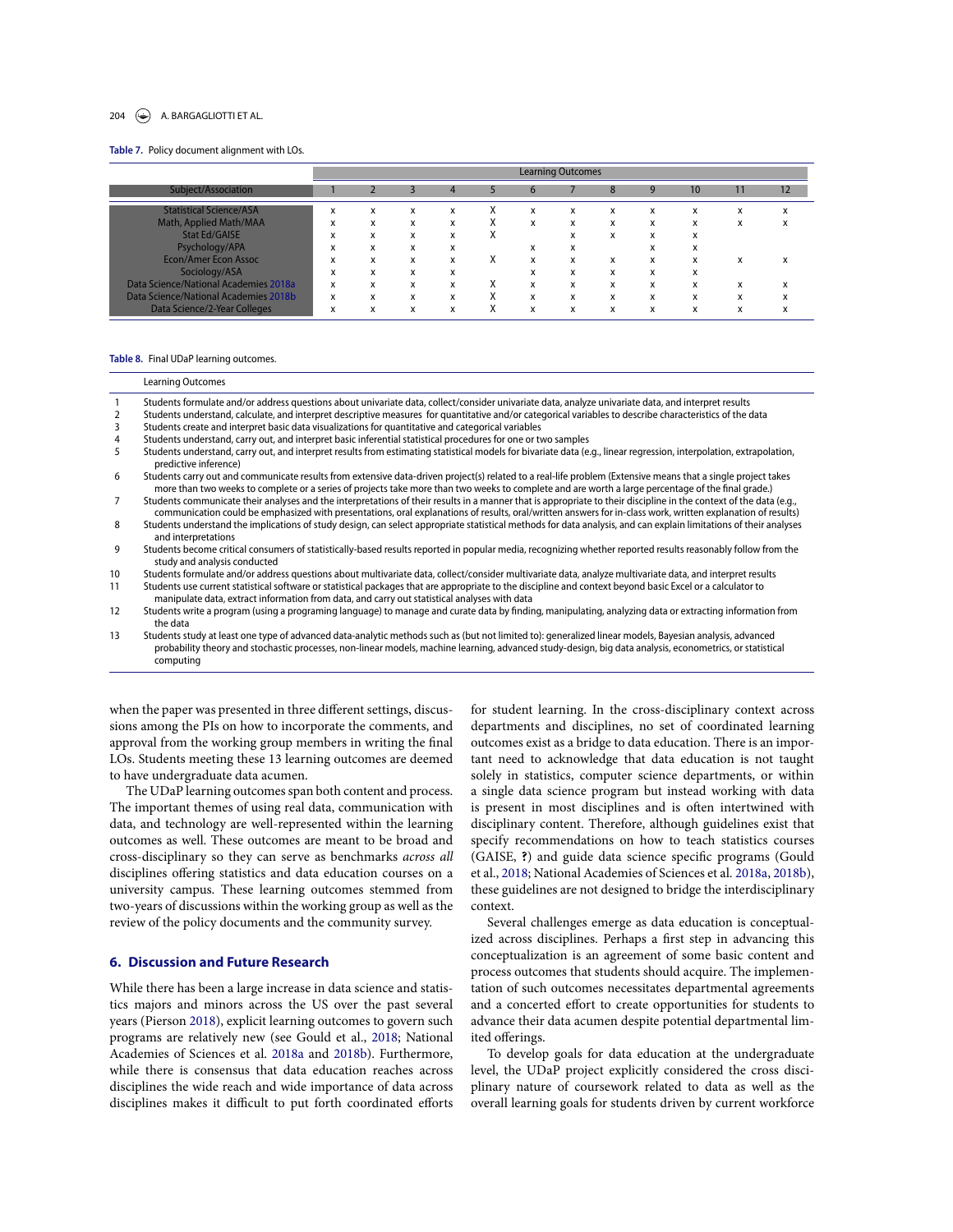**Table 7.** Policy document alignment with LOs.

| Subject/Association | Learning Outcomes 1 | 2 | 3 | 4 | 5 | 6 | 7 | 8 | 9 | 10 | 11 | 12 |
|---|---|---|---|---|---|---|---|---|---|---|---|---|
| Statistical Science/ASA | x | x | x | x | X | x | x | x | x | x | x | x |
| Math, Applied Math/MAA | x | x | x | x | X | x | x | x | x | x | x | x |
| Stat Ed/GAISE | x | x | x | x | X | | x | x | x | x | | |
| Psychology/APA | x | x | x | x | | x | x | | x | x | | |
| Econ/Amer Econ Assoc | x | x | x | x | X | x | x | x | x | x | x | x |
| Sociology/ASA | x | x | x | x | | x | x | x | x | x | | |
| Data Science/National Academies 2018a | x | x | x | x | X | x | x | x | x | x | x | x |
| Data Science/National Academies 2018b | x | x | x | x | X | x | x | x | x | x | x | x |
| Data Science/2-Year Colleges | x | x | x | x | X | x | x | x | x | x | x | x |

**Table 8.** Final UDaP learning outcomes.

| | Learning Outcomes |
|---|---|
| 1 | Students formulate and/or address questions about univariate data, collect/consider univariate data, analyze univariate data, and interpret results |
| 2 | Students understand, calculate, and interpret descriptive measures for quantitative and/or categorical variables to describe characteristics of the data |
| 3 | Students create and interpret basic data visualizations for quantitative and categorical variables |
| 4 | Students understand, carry out, and interpret basic inferential statistical procedures for one or two samples |
| 5 | Students understand, carry out, and interpret results from estimating statistical models for bivariate data (e.g., linear regression, interpolation, extrapolation, predictive inference) |
| 6 | Students carry out and communicate results from extensive data-driven project(s) related to a real-life problem (Extensive means that a single project takes more than two weeks to complete or a series of projects take more than two weeks to complete and are worth a large percentage of the final grade.) |
| 7 | Students communicate their analyses and the interpretations of their results in a manner that is appropriate to their discipline in the context of the data (e.g., communication could be emphasized with presentations, oral explanations of results, oral/written answers for in-class work, written explanation of results) |
| 8 | Students understand the implications of study design, can select appropriate statistical methods for data analysis, and can explain limitations of their analyses and interpretations |
| 9 | Students become critical consumers of statistically-based results reported in popular media, recognizing whether reported results reasonably follow from the study and analysis conducted |
| 10 | Students formulate and/or address questions about multivariate data, collect/consider multivariate data, analyze multivariate data, and interpret results |
| 11 | Students use current statistical software or statistical packages that are appropriate to the discipline and context beyond basic Excel or a calculator to manipulate data, extract information from data, and carry out statistical analyses with data |
| 12 | Students write a program (using a programing language) to manage and curate data by finding, manipulating, analyzing data or extracting information from the data |
| 13 | Students study at least one type of advanced data-analytic methods such as (but not limited to): generalized linear models, Bayesian analysis, advanced probability theory and stochastic processes, non-linear models, machine learning, advanced study-design, big data analysis, econometrics, or statistical computing |

when the paper was presented in three different settings, discussions among the PIs on how to incorporate the comments, and approval from the working group members in writing the final LOs. Students meeting these 13 learning outcomes are deemed to have undergraduate data acumen.

The UDaP learning outcomes span both content and process. The important themes of using real data, communication with data, and technology are well-represented within the learning outcomes as well. These outcomes are meant to be broad and cross-disciplinary so they can serve as benchmarks *across all* disciplines offering statistics and data education courses on a university campus. These learning outcomes stemmed from two-years of discussions within the working group as well as the review of the policy documents and the community survey.

## 6. Discussion and Future Research

While there has been a large increase in data science and statistics majors and minors across the US over the past several years (Pierson 2018), explicit learning outcomes to govern such programs are relatively new (see Gould et al., 2018; National Academies of Sciences et al. 2018a and 2018b). Furthermore, while there is consensus that data education reaches across disciplines the wide reach and wide importance of data across disciplines makes it difficult to put forth coordinated efforts for student learning. In the cross-disciplinary context across departments and disciplines, no set of coordinated learning outcomes exist as a bridge to data education. There is an important need to acknowledge that data education is not taught solely in statistics, computer science departments, or within a single data science program but instead working with data is present in most disciplines and is often intertwined with disciplinary content. Therefore, although guidelines exist that specify recommendations on how to teach statistics courses (GAISE, **?**) and guide data science specific programs (Gould et al., 2018; National Academies of Sciences et al. 2018a, 2018b), these guidelines are not designed to bridge the interdisciplinary context.

Several challenges emerge as data education is conceptualized across disciplines. Perhaps a first step in advancing this conceptualization is an agreement of some basic content and process outcomes that students should acquire. The implementation of such outcomes necessitates departmental agreements and a concerted effort to create opportunities for students to advance their data acumen despite potential departmental limited offerings.

To develop goals for data education at the undergraduate level, the UDaP project explicitly considered the cross disciplinary nature of coursework related to data as well as the overall learning goals for students driven by current workforce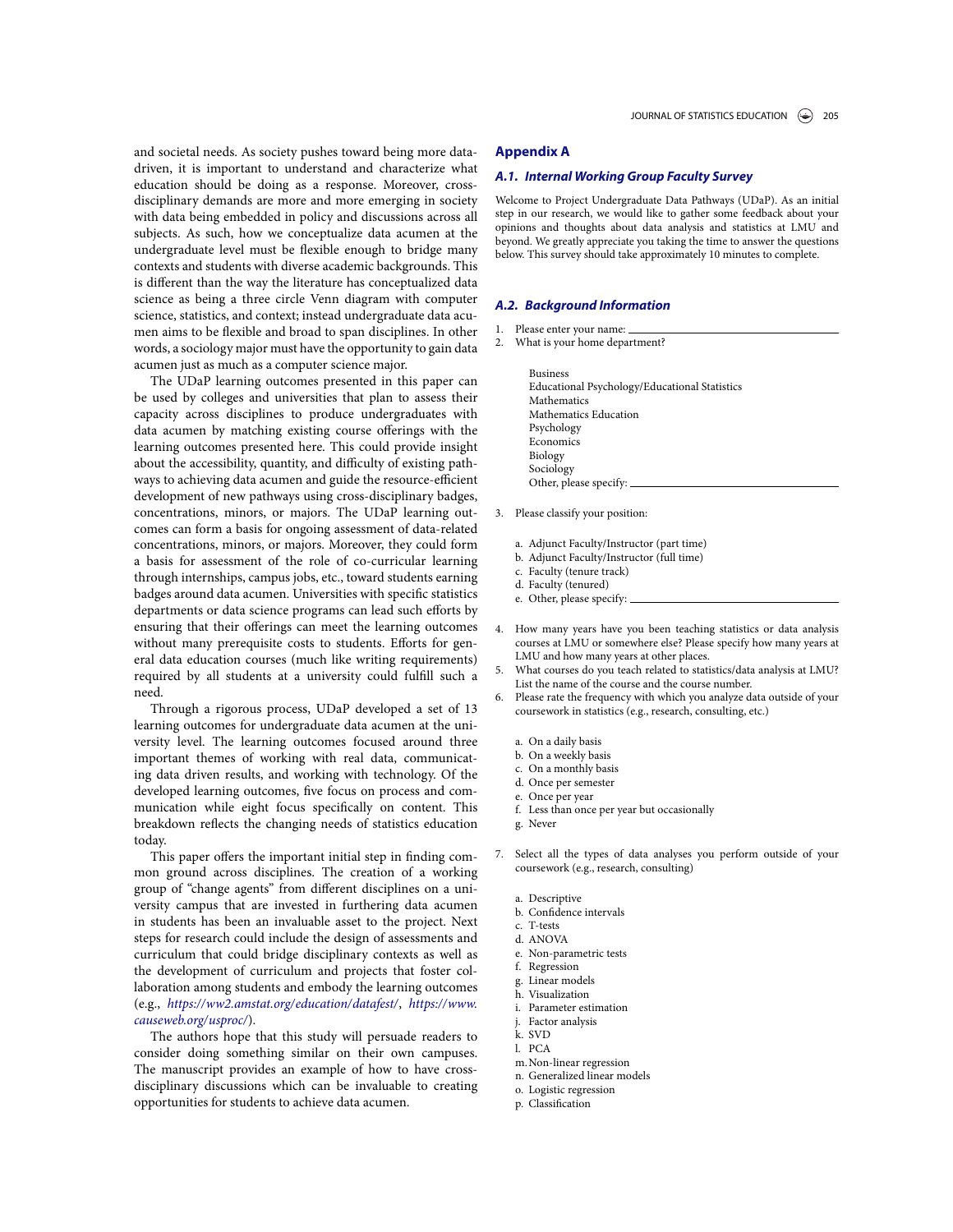and societal needs. As society pushes toward being more data-driven, it is important to understand and characterize what education should be doing as a response. Moreover, cross-disciplinary demands are more and more emerging in society with data being embedded in policy and discussions across all subjects. As such, how we conceptualize data acumen at the undergraduate level must be flexible enough to bridge many contexts and students with diverse academic backgrounds. This is different than the way the literature has conceptualized data science as being a three circle Venn diagram with computer science, statistics, and context; instead undergraduate data acumen aims to be flexible and broad to span disciplines. In other words, a sociology major must have the opportunity to gain data acumen just as much as a computer science major.

The UDaP learning outcomes presented in this paper can be used by colleges and universities that plan to assess their capacity across disciplines to produce undergraduates with data acumen by matching existing course offerings with the learning outcomes presented here. This could provide insight about the accessibility, quantity, and difficulty of existing pathways to achieving data acumen and guide the resource-efficient development of new pathways using cross-disciplinary badges, concentrations, minors, or majors. The UDaP learning outcomes can form a basis for ongoing assessment of data-related concentrations, minors, or majors. Moreover, they could form a basis for assessment of the role of co-curricular learning through internships, campus jobs, etc., toward students earning badges around data acumen. Universities with specific statistics departments or data science programs can lead such efforts by ensuring that their offerings can meet the learning outcomes without many prerequisite costs to students. Efforts for general data education courses (much like writing requirements) required by all students at a university could fulfill such a need.

Through a rigorous process, UDaP developed a set of 13 learning outcomes for undergraduate data acumen at the university level. The learning outcomes focused around three important themes of working with real data, communicating data driven results, and working with technology. Of the developed learning outcomes, five focus on process and communication while eight focus specifically on content. This breakdown reflects the changing needs of statistics education today.

This paper offers the important initial step in finding common ground across disciplines. The creation of a working group of "change agents" from different disciplines on a university campus that are invested in furthering data acumen in students has been an invaluable asset to the project. Next steps for research could include the design of assessments and curriculum that could bridge disciplinary contexts as well as the development of curriculum and projects that foster collaboration among students and embody the learning outcomes (e.g., *https://ww2.amstat.org/education/datafest/*, *https://www.causeweb.org/usproc/*).

The authors hope that this study will persuade readers to consider doing something similar on their own campuses. The manuscript provides an example of how to have cross-disciplinary discussions which can be invaluable to creating opportunities for students to achieve data acumen.

## Appendix A

### A.1. Internal Working Group Faculty Survey

Welcome to Project Undergraduate Data Pathways (UDaP). As an initial step in our research, we would like to gather some feedback about your opinions and thoughts about data analysis and statistics at LMU and beyond. We greatly appreciate you taking the time to answer the questions below. This survey should take approximately 10 minutes to complete.

### A.2. Background Information

1. Please enter your name: \_\_\_\_\_\_\_\_\_\_\_\_\_\_\_\_
2. What is your home department?

   Business
   Educational Psychology/Educational Statistics
   Mathematics
   Mathematics Education
   Psychology
   Economics
   Biology
   Sociology
   Other, please specify: \_\_\_\_\_\_\_\_\_\_\_\_\_\_\_\_

3. Please classify your position:

   a. Adjunct Faculty/Instructor (part time)
   b. Adjunct Faculty/Instructor (full time)
   c. Faculty (tenure track)
   d. Faculty (tenured)
   e. Other, please specify: \_\_\_\_\_\_\_\_\_\_\_\_\_\_\_\_

4. How many years have you been teaching statistics or data analysis courses at LMU or somewhere else? Please specify how many years at LMU and how many years at other places.
5. What courses do you teach related to statistics/data analysis at LMU? List the name of the course and the course number.
6. Please rate the frequency with which you analyze data outside of your coursework in statistics (e.g., research, consulting, etc.)

   a. On a daily basis
   b. On a weekly basis
   c. On a monthly basis
   d. Once per semester
   e. Once per year
   f. Less than once per year but occasionally
   g. Never

7. Select all the types of data analyses you perform outside of your coursework (e.g., research, consulting)

   a. Descriptive
   b. Confidence intervals
   c. T-tests
   d. ANOVA
   e. Non-parametric tests
   f. Regression
   g. Linear models
   h. Visualization
   i. Parameter estimation
   j. Factor analysis
   k. SVD
   l. PCA
   m. Non-linear regression
   n. Generalized linear models
   o. Logistic regression
   p. Classification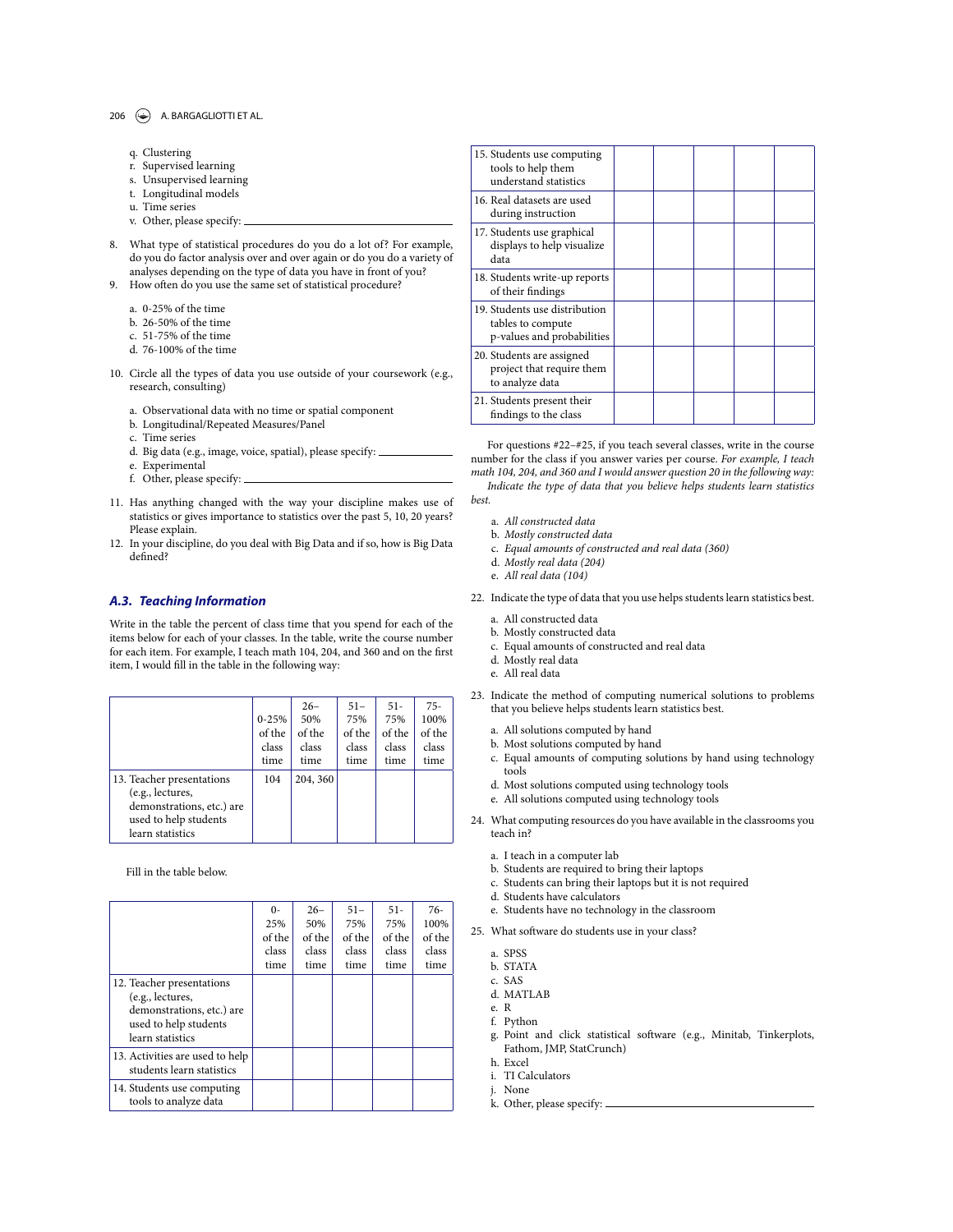q. Clustering
r. Supervised learning
s. Unsupervised learning
t. Longitudinal models
u. Time series
v. Other, please specify: ______

8. What type of statistical procedures do you do a lot of? For example, do you do factor analysis over and over again or do you do a variety of analyses depending on the type of data you have in front of you?
9. How often do you use the same set of statistical procedure?

   a. 0-25% of the time
   b. 26-50% of the time
   c. 51-75% of the time
   d. 76-100% of the time

10. Circle all the types of data you use outside of your coursework (e.g., research, consulting)

    a. Observational data with no time or spatial component
    b. Longitudinal/Repeated Measures/Panel
    c. Time series
    d. Big data (e.g., image, voice, spatial), please specify: ______
    e. Experimental
    f. Other, please specify: ______

11. Has anything changed with the way your discipline makes use of statistics or gives importance to statistics over the past 5, 10, 20 years? Please explain.
12. In your discipline, do you deal with Big Data and if so, how is Big Data defined?

### *A.3. Teaching Information*

Write in the table the percent of class time that you spend for each of the items below for each of your classes. In the table, write the course number for each item. For example, I teach math 104, 204, and 360 and on the first item, I would fill in the table in the following way:

| | 0-25% of the class time | 26–50% of the class time | 51–75% of the class time | 51-75% of the class time | 75-100% of the class time |
|---|---|---|---|---|---|
| 13. Teacher presentations (e.g., lectures, demonstrations, etc.) are used to help students learn statistics | 104 | 204, 360 | | | |

Fill in the table below.

| | 0-25% of the class time | 26–50% of the class time | 51–75% of the class time | 51-75% of the class time | 76-100% of the class time |
|---|---|---|---|---|---|
| 12. Teacher presentations (e.g., lectures, demonstrations, etc.) are used to help students learn statistics | | | | | |
| 13. Activities are used to help students learn statistics | | | | | |
| 14. Students use computing tools to analyze data | | | | | |
| 15. Students use computing tools to help them understand statistics | | | | | |
| 16. Real datasets are used during instruction | | | | | |
| 17. Students use graphical displays to help visualize data | | | | | |
| 18. Students write-up reports of their findings | | | | | |
| 19. Students use distribution tables to compute p-values and probabilities | | | | | |
| 20. Students are assigned project that require them to analyze data | | | | | |
| 21. Students present their findings to the class | | | | | |

For questions #22–#25, if you teach several classes, write in the course number for the class if you answer varies per course. *For example, I teach math 104, 204, and 360 and I would answer question 20 in the following way:*
*Indicate the type of data that you believe helps students learn statistics best.*

*a. All constructed data*
*b. Mostly constructed data*
*c. Equal amounts of constructed and real data (360)*
*d. Mostly real data (204)*
*e. All real data (104)*

22. Indicate the type of data that you use helps students learn statistics best.

    a. All constructed data
    b. Mostly constructed data
    c. Equal amounts of constructed and real data
    d. Mostly real data
    e. All real data

23. Indicate the method of computing numerical solutions to problems that you believe helps students learn statistics best.

    a. All solutions computed by hand
    b. Most solutions computed by hand
    c. Equal amounts of computing solutions by hand using technology tools
    d. Most solutions computed using technology tools
    e. All solutions computed using technology tools

24. What computing resources do you have available in the classrooms you teach in?

    a. I teach in a computer lab
    b. Students are required to bring their laptops
    c. Students can bring their laptops but it is not required
    d. Students have calculators
    e. Students have no technology in the classroom

25. What software do students use in your class?

    a. SPSS
    b. STATA
    c. SAS
    d. MATLAB
    e. R
    f. Python
    g. Point and click statistical software (e.g., Minitab, Tinkerplots, Fathom, JMP, StatCrunch)
    h. Excel
    i. TI Calculators
    j. None
    k. Other, please specify: ______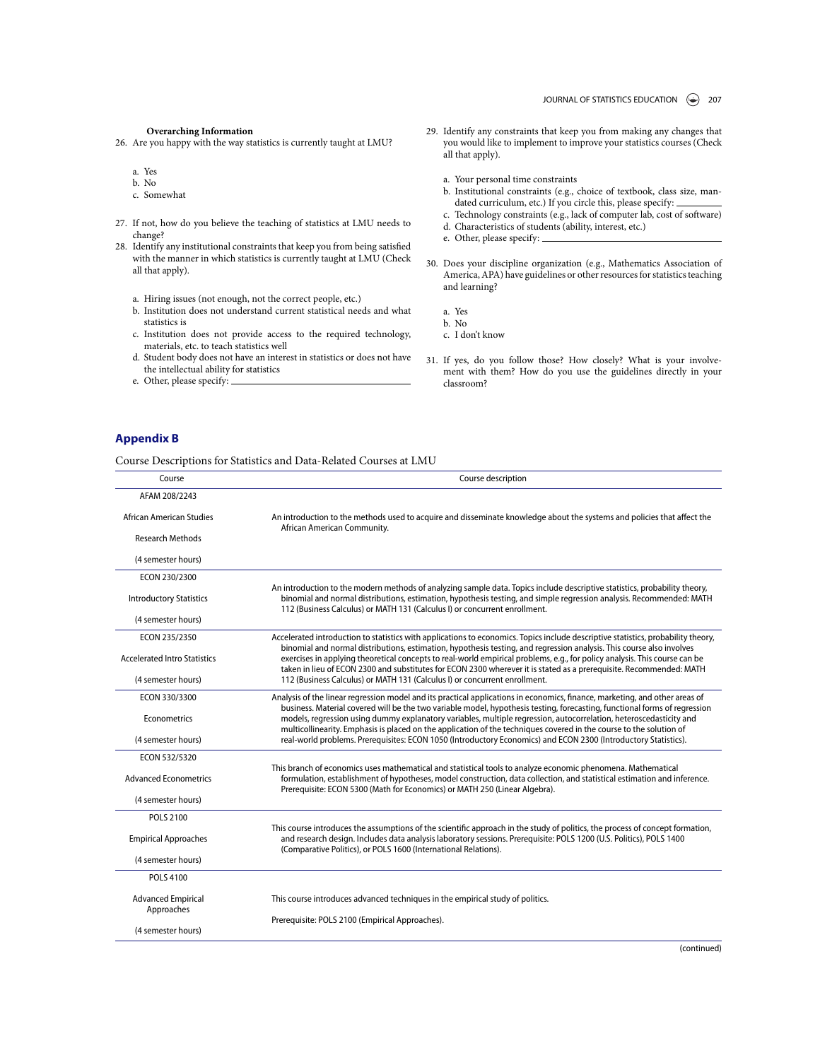**Overarching Information**

26. Are you happy with the way statistics is currently taught at LMU?

    a. Yes
    b. No
    c. Somewhat

27. If not, how do you believe the teaching of statistics at LMU needs to change?

28. Identify any institutional constraints that keep you from being satisfied with the manner in which statistics is currently taught at LMU (Check all that apply).

    a. Hiring issues (not enough, not the correct people, etc.)
    b. Institution does not understand current statistical needs and what statistics is
    c. Institution does not provide access to the required technology, materials, etc. to teach statistics well
    d. Student body does not have an interest in statistics or does not have the intellectual ability for statistics
    e. Other, please specify: ___________________

29. Identify any constraints that keep you from making any changes that you would like to implement to improve your statistics courses (Check all that apply).

    a. Your personal time constraints
    b. Institutional constraints (e.g., choice of textbook, class size, mandated curriculum, etc.) If you circle this, please specify: _________
    c. Technology constraints (e.g., lack of computer lab, cost of software)
    d. Characteristics of students (ability, interest, etc.)
    e. Other, please specify: ___________________

30. Does your discipline organization (e.g., Mathematics Association of America, APA) have guidelines or other resources for statistics teaching and learning?

    a. Yes
    b. No
    c. I don't know

31. If yes, do you follow those? How closely? What is your involvement with them? How do you use the guidelines directly in your classroom?

## Appendix B

Course Descriptions for Statistics and Data-Related Courses at LMU

| Course | Course description |
|---|---|
| AFAM 208/2243<br>African American Studies<br>Research Methods<br>(4 semester hours) | An introduction to the methods used to acquire and disseminate knowledge about the systems and policies that affect the African American Community. |
| ECON 230/2300<br>Introductory Statistics<br>(4 semester hours) | An introduction to the modern methods of analyzing sample data. Topics include descriptive statistics, probability theory, binomial and normal distributions, estimation, hypothesis testing, and simple regression analysis. Recommended: MATH 112 (Business Calculus) or MATH 131 (Calculus I) or concurrent enrollment. |
| ECON 235/2350<br>Accelerated Intro Statistics<br>(4 semester hours) | Accelerated introduction to statistics with applications to economics. Topics include descriptive statistics, probability theory, binomial and normal distributions, estimation, hypothesis testing, and regression analysis. This course also involves exercises in applying theoretical concepts to real-world empirical problems, e.g., for policy analysis. This course can be taken in lieu of ECON 2300 and substitutes for ECON 2300 wherever it is stated as a prerequisite. Recommended: MATH 112 (Business Calculus) or MATH 131 (Calculus I) or concurrent enrollment. |
| ECON 330/3300<br>Econometrics<br>(4 semester hours) | Analysis of the linear regression model and its practical applications in economics, finance, marketing, and other areas of business. Material covered will be the two variable model, hypothesis testing, forecasting, functional forms of regression models, regression using dummy explanatory variables, multiple regression, autocorrelation, heteroscedasticity and multicollinearity. Emphasis is placed on the application of the techniques covered in the course to the solution of real-world problems. Prerequisites: ECON 1050 (Introductory Economics) and ECON 2300 (Introductory Statistics). |
| ECON 532/5320<br>Advanced Econometrics<br>(4 semester hours) | This branch of economics uses mathematical and statistical tools to analyze economic phenomena. Mathematical formulation, establishment of hypotheses, model construction, data collection, and statistical estimation and inference. Prerequisite: ECON 5300 (Math for Economics) or MATH 250 (Linear Algebra). |
| POLS 2100<br>Empirical Approaches<br>(4 semester hours) | This course introduces the assumptions of the scientific approach in the study of politics, the process of concept formation, and research design. Includes data analysis laboratory sessions. Prerequisite: POLS 1200 (U.S. Politics), POLS 1400 (Comparative Politics), or POLS 1600 (International Relations). |
| POLS 4100<br>Advanced Empirical Approaches<br>(4 semester hours) | This course introduces advanced techniques in the empirical study of politics.<br>Prerequisite: POLS 2100 (Empirical Approaches). |

(continued)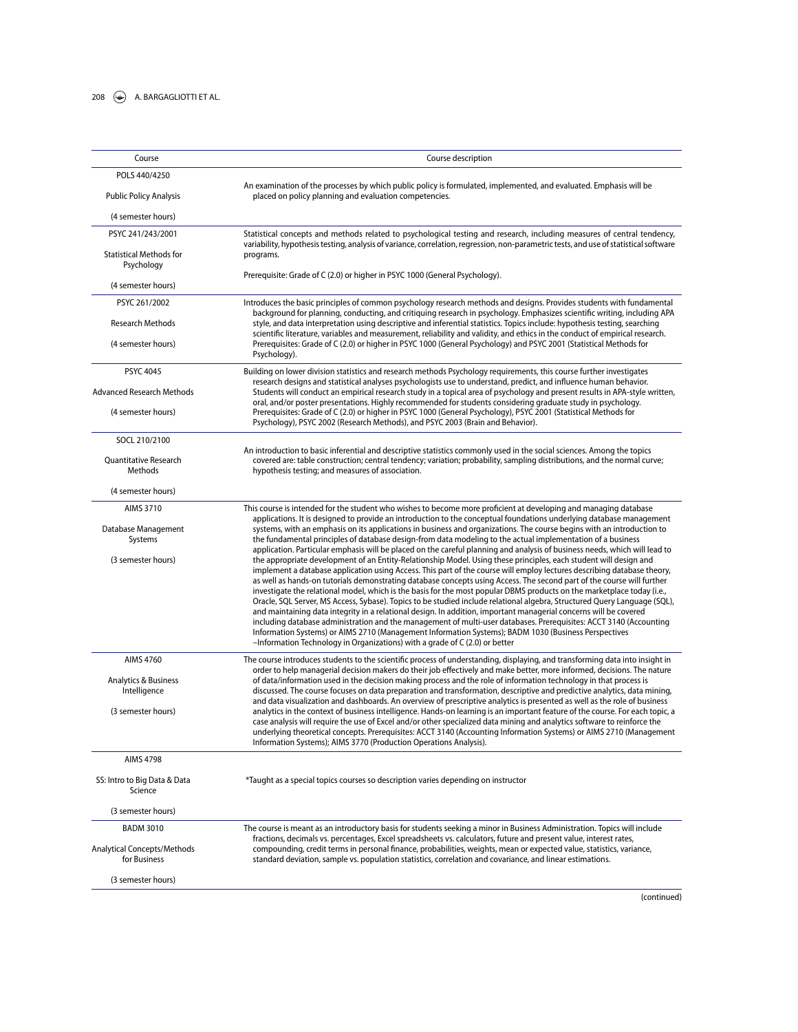| Course | Course description |
|---|---|
| POLS 440/4250<br><br>Public Policy Analysis<br><br>(4 semester hours) | An examination of the processes by which public policy is formulated, implemented, and evaluated. Emphasis will be placed on policy planning and evaluation competencies. |
| PSYC 241/243/2001<br><br>Statistical Methods for Psychology<br><br>(4 semester hours) | Statistical concepts and methods related to psychological testing and research, including measures of central tendency, variability, hypothesis testing, analysis of variance, correlation, regression, non-parametric tests, and use of statistical software programs.<br><br>Prerequisite: Grade of C (2.0) or higher in PSYC 1000 (General Psychology). |
| PSYC 261/2002<br><br>Research Methods<br><br>(4 semester hours) | Introduces the basic principles of common psychology research methods and designs. Provides students with fundamental background for planning, conducting, and critiquing research in psychology. Emphasizes scientific writing, including APA style, and data interpretation using descriptive and inferential statistics. Topics include: hypothesis testing, searching scientific literature, variables and measurement, reliability and validity, and ethics in the conduct of empirical research. Prerequisites: Grade of C (2.0) or higher in PSYC 1000 (General Psychology) and PSYC 2001 (Statistical Methods for Psychology). |
| PSYC 4045<br><br>Advanced Research Methods<br><br>(4 semester hours) | Building on lower division statistics and research methods Psychology requirements, this course further investigates research designs and statistical analyses psychologists use to understand, predict, and influence human behavior. Students will conduct an empirical research study in a topical area of psychology and present results in APA-style written, oral, and/or poster presentations. Highly recommended for students considering graduate study in psychology. Prerequisites: Grade of C (2.0) or higher in PSYC 1000 (General Psychology), PSYC 2001 (Statistical Methods for Psychology), PSYC 2002 (Research Methods), and PSYC 2003 (Brain and Behavior). |
| SOCL 210/2100<br><br>Quantitative Research Methods<br><br>(4 semester hours) | An introduction to basic inferential and descriptive statistics commonly used in the social sciences. Among the topics covered are: table construction; central tendency; variation; probability, sampling distributions, and the normal curve; hypothesis testing; and measures of association. |
| AIMS 3710<br><br>Database Management Systems<br><br>(3 semester hours) | This course is intended for the student who wishes to become more proficient at developing and managing database applications. It is designed to provide an introduction to the conceptual foundations underlying database management systems, with an emphasis on its applications in business and organizations. The course begins with an introduction to the fundamental principles of database design-from data modeling to the actual implementation of a business application. Particular emphasis will be placed on the careful planning and analysis of business needs, which will lead to the appropriate development of an Entity-Relationship Model. Using these principles, each student will design and implement a database application using Access. This part of the course will employ lectures describing database theory, as well as hands-on tutorials demonstrating database concepts using Access. The second part of the course will further investigate the relational model, which is the basis for the most popular DBMS products on the marketplace today (i.e., Oracle, SQL Server, MS Access, Sybase). Topics to be studied include relational algebra, Structured Query Language (SQL), and maintaining data integrity in a relational design. In addition, important managerial concerns will be covered including database administration and the management of multi-user databases. Prerequisites: ACCT 3140 (Accounting Information Systems) or AIMS 2710 (Management Information Systems); BADM 1030 (Business Perspectives –Information Technology in Organizations) with a grade of C (2.0) or better |
| AIMS 4760<br><br>Analytics & Business Intelligence<br><br>(3 semester hours) | The course introduces students to the scientific process of understanding, displaying, and transforming data into insight in order to help managerial decision makers do their job effectively and make better, more informed, decisions. The nature of data/information used in the decision making process and the role of information technology in that process is discussed. The course focuses on data preparation and transformation, descriptive and predictive analytics, data mining, and data visualization and dashboards. An overview of prescriptive analytics is presented as well as the role of business analytics in the context of business intelligence. Hands-on learning is an important feature of the course. For each topic, a case analysis will require the use of Excel and/or other specialized data mining and analytics software to reinforce the underlying theoretical concepts. Prerequisites: ACCT 3140 (Accounting Information Systems) or AIMS 2710 (Management Information Systems); AIMS 3770 (Production Operations Analysis). |
| AIMS 4798<br><br>SS: Intro to Big Data & Data Science<br><br>(3 semester hours) | *Taught as a special topics courses so description varies depending on instructor |
| BADM 3010<br><br>Analytical Concepts/Methods for Business<br><br>(3 semester hours) | The course is meant as an introductory basis for students seeking a minor in Business Administration. Topics will include fractions, decimals vs. percentages, Excel spreadsheets vs. calculators, future and present value, interest rates, compounding, credit terms in personal finance, probabilities, weights, mean or expected value, statistics, variance, standard deviation, sample vs. population statistics, correlation and covariance, and linear estimations. |

(continued)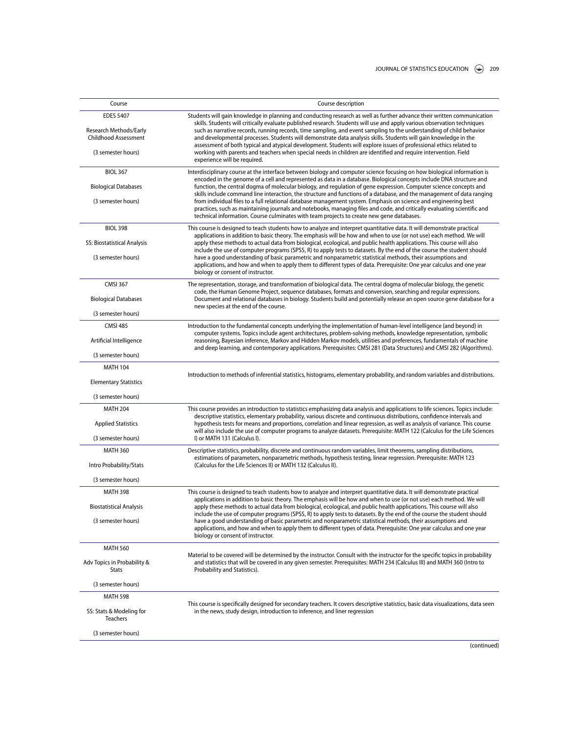| Course | Course description |
|---|---|
| EDES 5407<br><br>Research Methods/Early Childhood Assessment<br><br>(3 semester hours) | Students will gain knowledge in planning and conducting research as well as further advance their written communication skills. Students will critically evaluate published research. Students will use and apply various observation techniques such as narrative records, running records, time sampling, and event sampling to the understanding of child behavior and developmental processes. Students will demonstrate data analysis skills. Students will gain knowledge in the assessment of both typical and atypical development. Students will explore issues of professional ethics related to working with parents and teachers when special needs in children are identified and require intervention. Field experience will be required. |
| BIOL 367<br><br>Biological Databases<br><br>(3 semester hours) | Interdisciplinary course at the interface between biology and computer science focusing on how biological information is encoded in the genome of a cell and represented as data in a database. Biological concepts include DNA structure and function, the central dogma of molecular biology, and regulation of gene expression. Computer science concepts and skills include command line interaction, the structure and functions of a database, and the management of data ranging from individual files to a full relational database management system. Emphasis on science and engineering best practices, such as maintaining journals and notebooks, managing files and code, and critically evaluating scientific and technical information. Course culminates with team projects to create new gene databases. |
| BIOL 398<br><br>SS: Biostatistical Analysis<br><br>(3 semester hours) | This course is designed to teach students how to analyze and interpret quantitative data. It will demonstrate practical applications in addition to basic theory. The emphasis will be how and when to use (or not use) each method. We will apply these methods to actual data from biological, ecological, and public health applications. This course will also include the use of computer programs (SPSS, R) to apply tests to datasets. By the end of the course the student should have a good understanding of basic parametric and nonparametric statistical methods, their assumptions and applications, and how and when to apply them to different types of data. Prerequisite: One year calculus and one year biology or consent of instructor. |
| CMSI 367<br><br>Biological Databases<br><br>(3 semester hours) | The representation, storage, and transformation of biological data. The central dogma of molecular biology, the genetic code, the Human Genome Project, sequence databases, formats and conversion, searching and regular expressions. Document and relational databases in biology. Students build and potentially release an open source gene database for a new species at the end of the course. |
| CMSI 485<br><br>Artificial Intelligence<br><br>(3 semester hours) | Introduction to the fundamental concepts underlying the implementation of human-level intelligence (and beyond) in computer systems. Topics include agent architectures, problem-solving methods, knowledge representation, symbolic reasoning, Bayesian inference, Markov and Hidden Markov models, utilities and preferences, fundamentals of machine and deep learning, and contemporary applications. Prerequisites: CMSI 281 (Data Structures) and CMSI 282 (Algorithms). |
| MATH 104<br><br>Elementary Statistics<br><br>(3 semester hours) | Introduction to methods of inferential statistics, histograms, elementary probability, and random variables and distributions. |
| MATH 204<br><br>Applied Statistics<br><br>(3 semester hours) | This course provides an introduction to statistics emphasizing data analysis and applications to life sciences. Topics include: descriptive statistics, elementary probability, various discrete and continuous distributions, confidence intervals and hypothesis tests for means and proportions, correlation and linear regression, as well as analysis of variance. This course will also include the use of computer programs to analyze datasets. Prerequisite: MATH 122 (Calculus for the Life Sciences I) or MATH 131 (Calculus I). |
| MATH 360<br><br>Intro Probability/Stats<br><br>(3 semester hours) | Descriptive statistics, probability, discrete and continuous random variables, limit theorems, sampling distributions, estimations of parameters, nonparametric methods, hypothesis testing, linear regression. Prerequisite: MATH 123 (Calculus for the Life Sciences II) or MATH 132 (Calculus II). |
| MATH 398<br><br>Biostatistical Analysis<br><br>(3 semester hours) | This course is designed to teach students how to analyze and interpret quantitative data. It will demonstrate practical applications in addition to basic theory. The emphasis will be how and when to use (or not use) each method. We will apply these methods to actual data from biological, ecological, and public health applications. This course will also include the use of computer programs (SPSS, R) to apply tests to datasets. By the end of the course the student should have a good understanding of basic parametric and nonparametric statistical methods, their assumptions and applications, and how and when to apply them to different types of data. Prerequisite: One year calculus and one year biology or consent of instructor. |
| MATH 560<br><br>Adv Topics in Probability & Stats<br><br>(3 semester hours) | Material to be covered will be determined by the instructor. Consult with the instructor for the specific topics in probability and statistics that will be covered in any given semester. Prerequisites: MATH 234 (Calculus III) and MATH 360 (Intro to Probability and Statistics). |
| MATH 598<br><br>SS: Stats & Modeling for Teachers<br><br>(3 semester hours) | This course is specifically designed for secondary teachers. It covers descriptive statistics, basic data visualizations, data seen in the news, study design, introduction to inference, and liner regression |

(continued)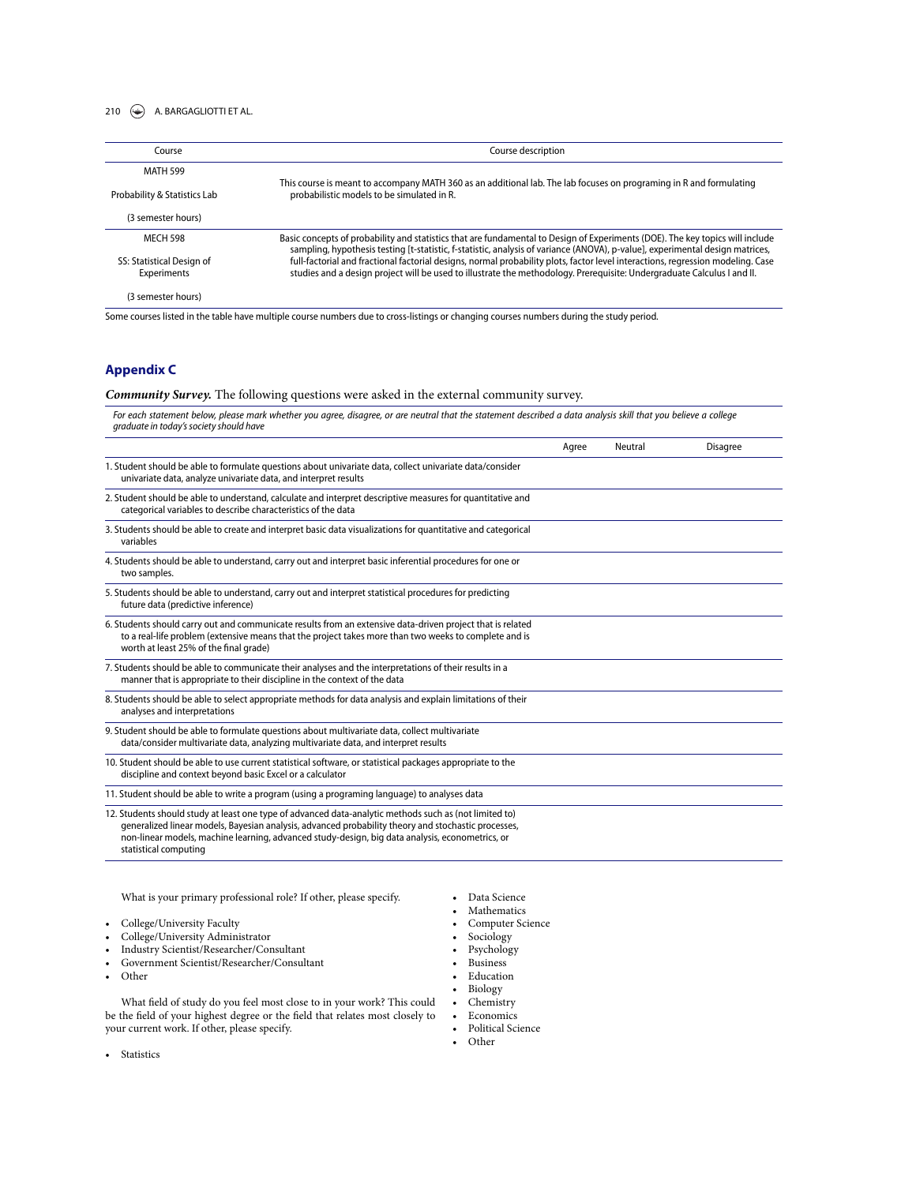| Course | Course description |
| --- | --- |
| MATH 599<br>Probability & Statistics Lab<br>(3 semester hours) | This course is meant to accompany MATH 360 as an additional lab. The lab focuses on programing in R and formulating probabilistic models to be simulated in R. |
| MECH 598<br>SS: Statistical Design of Experiments<br>(3 semester hours) | Basic concepts of probability and statistics that are fundamental to Design of Experiments (DOE). The key topics will include sampling, hypothesis testing [t-statistic, f-statistic, analysis of variance (ANOVA), p-value], experimental design matrices, full-factorial and fractional factorial designs, normal probability plots, factor level interactions, regression modeling. Case studies and a design project will be used to illustrate the methodology. Prerequisite: Undergraduate Calculus I and II. |

Some courses listed in the table have multiple course numbers due to cross-listings or changing courses numbers during the study period.

## Appendix C

***Community Survey.*** The following questions were asked in the external community survey.

*For each statement below, please mark whether you agree, disagree, or are neutral that the statement described a data analysis skill that you believe a college graduate in today's society should have*

| | Agree | Neutral | Disagree |
| --- | --- | --- | --- |
| 1. Student should be able to formulate questions about univariate data, collect univariate data/consider univariate data, analyze univariate data, and interpret results | | | |
| 2. Student should be able to understand, calculate and interpret descriptive measures for quantitative and categorical variables to describe characteristics of the data | | | |
| 3. Students should be able to create and interpret basic data visualizations for quantitative and categorical variables | | | |
| 4. Students should be able to understand, carry out and interpret basic inferential procedures for one or two samples. | | | |
| 5. Students should be able to understand, carry out and interpret statistical procedures for predicting future data (predictive inference) | | | |
| 6. Students should carry out and communicate results from an extensive data-driven project that is related to a real-life problem (extensive means that the project takes more than two weeks to complete and is worth at least 25% of the final grade) | | | |
| 7. Students should be able to communicate their analyses and the interpretations of their results in a manner that is appropriate to their discipline in the context of the data | | | |
| 8. Students should be able to select appropriate methods for data analysis and explain limitations of their analyses and interpretations | | | |
| 9. Student should be able to formulate questions about multivariate data, collect multivariate data/consider multivariate data, analyzing multivariate data, and interpret results | | | |
| 10. Student should be able to use current statistical software, or statistical packages appropriate to the discipline and context beyond basic Excel or a calculator | | | |
| 11. Student should be able to write a program (using a programing language) to analyses data | | | |
| 12. Students should study at least one type of advanced data-analytic methods such as (not limited to) generalized linear models, Bayesian analysis, advanced probability theory and stochastic processes, non-linear models, machine learning, advanced study-design, big data analysis, econometrics, or statistical computing | | | |

What is your primary professional role? If other, please specify.

- College/University Faculty
- College/University Administrator
- Industry Scientist/Researcher/Consultant
- Government Scientist/Researcher/Consultant
- Other

What field of study do you feel most close to in your work? This could be the field of your highest degree or the field that relates most closely to your current work. If other, please specify.

- Statistics
- Data Science
- Mathematics
- Computer Science
- Sociology
- Psychology
- Business
- Education
- Biology
- Chemistry
- Economics
- Political Science
- Other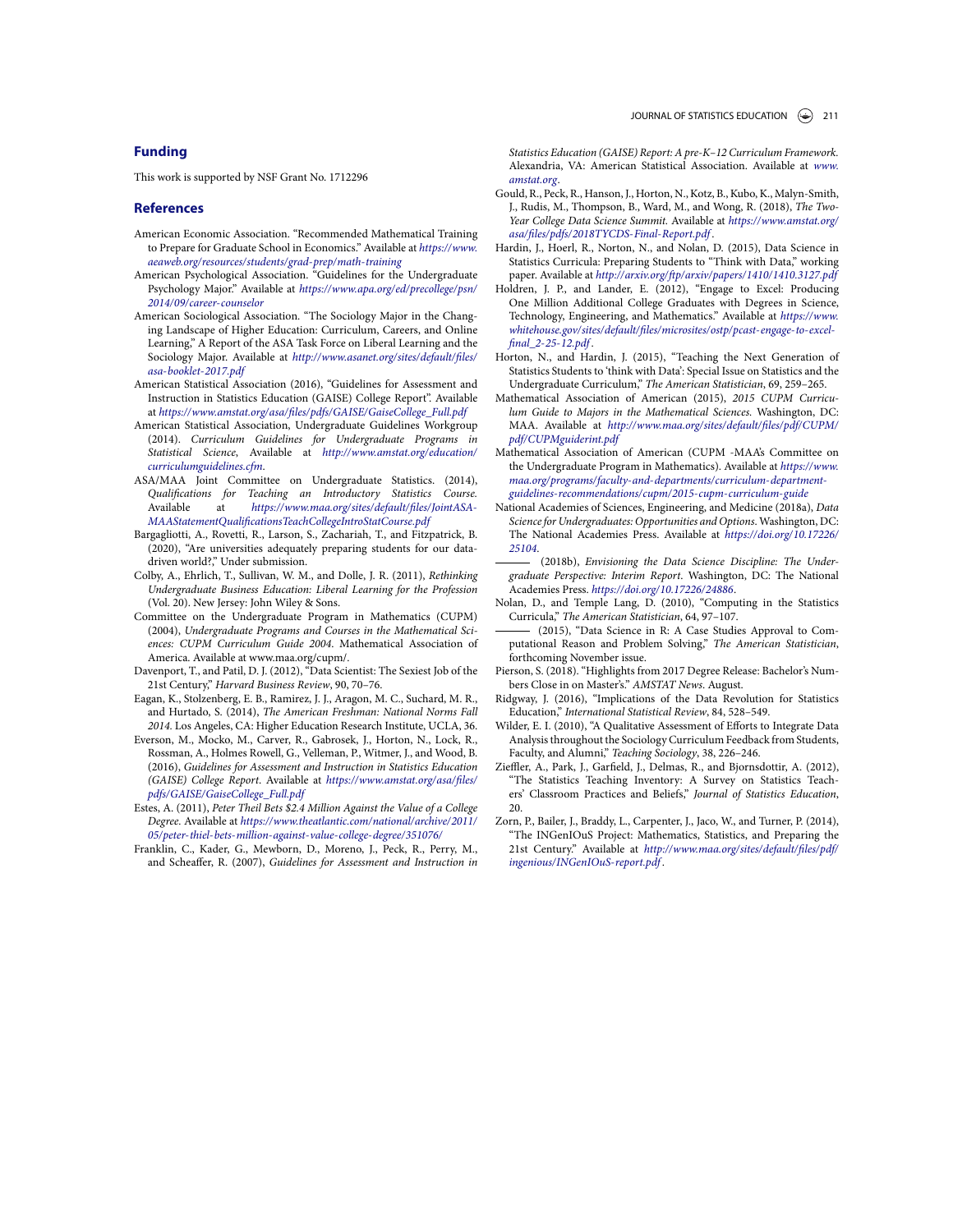## Funding

This work is supported by NSF Grant No. 1712296

## References

American Economic Association. "Recommended Mathematical Training to Prepare for Graduate School in Economics." Available at *https://www.aeaweb.org/resources/students/grad-prep/math-training*

American Psychological Association. "Guidelines for the Undergraduate Psychology Major." Available at *https://www.apa.org/ed/precollege/psn/2014/09/career-counselor*

American Sociological Association. "The Sociology Major in the Changing Landscape of Higher Education: Curriculum, Careers, and Online Learning," A Report of the ASA Task Force on Liberal Learning and the Sociology Major. Available at *http://www.asanet.org/sites/default/files/asa-booklet-2017.pdf*

American Statistical Association (2016), "Guidelines for Assessment and Instruction in Statistics Education (GAISE) College Report". Available at *https://www.amstat.org/asa/files/pdfs/GAISE/GaiseCollege_Full.pdf*

American Statistical Association, Undergraduate Guidelines Workgroup (2014). *Curriculum Guidelines for Undergraduate Programs in Statistical Science*, Available at *http://www.amstat.org/education/curriculumguidelines.cfm*.

ASA/MAA Joint Committee on Undergraduate Statistics. (2014), *Qualifications for Teaching an Introductory Statistics Course*. Available at *https://www.maa.org/sites/default/files/JointASA-MAAStatementQualificationsTeachCollegeIntroStatCourse.pdf*

Bargagliotti, A., Rovetti, R., Larson, S., Zachariah, T., and Fitzpatrick, B. (2020), "Are universities adequately preparing students for our data-driven world?," Under submission.

Colby, A., Ehrlich, T., Sullivan, W. M., and Dolle, J. R. (2011), *Rethinking Undergraduate Business Education: Liberal Learning for the Profession* (Vol. 20). New Jersey: John Wiley & Sons.

Committee on the Undergraduate Program in Mathematics (CUPM) (2004), *Undergraduate Programs and Courses in the Mathematical Sciences: CUPM Curriculum Guide 2004*. Mathematical Association of America. Available at www.maa.org/cupm/.

Davenport, T., and Patil, D. J. (2012), "Data Scientist: The Sexiest Job of the 21st Century," *Harvard Business Review*, 90, 70–76.

Eagan, K., Stolzenberg, E. B., Ramirez, J. J., Aragon, M. C., Suchard, M. R., and Hurtado, S. (2014), *The American Freshman: National Norms Fall 2014*. Los Angeles, CA: Higher Education Research Institute, UCLA, 36.

Everson, M., Mocko, M., Carver, R., Gabrosek, J., Horton, N., Lock, R., Rossman, A., Holmes Rowell, G., Velleman, P., Witmer, J., and Wood, B. (2016), *Guidelines for Assessment and Instruction in Statistics Education (GAISE) College Report*. Available at *https://www.amstat.org/asa/files/pdfs/GAISE/GaiseCollege_Full.pdf*

Estes, A. (2011), *Peter Theil Bets $2.4 Million Against the Value of a College Degree*. Available at *https://www.theatlantic.com/national/archive/2011/05/peter-thiel-bets-million-against-value-college-degree/351076/*

Franklin, C., Kader, G., Mewborn, D., Moreno, J., Peck, R., Perry, M., and Scheaffer, R. (2007), *Guidelines for Assessment and Instruction in Statistics Education (GAISE) Report: A pre-K–12 Curriculum Framework*. Alexandria, VA: American Statistical Association. Available at *www.amstat.org*.

Gould, R., Peck, R., Hanson, J., Horton, N., Kotz, B., Kubo, K., Malyn-Smith, J., Rudis, M., Thompson, B., Ward, M., and Wong, R. (2018), *The Two-Year College Data Science Summit*. Available at *https://www.amstat.org/asa/files/pdfs/2018TYCDS-Final-Report.pdf*.

Hardin, J., Hoerl, R., Norton, N., and Nolan, D. (2015), Data Science in Statistics Curricula: Preparing Students to "Think with Data," working paper. Available at *http://arxiv.org/ftp/arxiv/papers/1410/1410.3127.pdf*

Holdren, J. P., and Lander, E. (2012), "Engage to Excel: Producing One Million Additional College Graduates with Degrees in Science, Technology, Engineering, and Mathematics." Available at *https://www.whitehouse.gov/sites/default/files/microsites/ostp/pcast-engage-to-excel-final_2-25-12.pdf*.

Horton, N., and Hardin, J. (2015), "Teaching the Next Generation of Statistics Students to 'think with Data': Special Issue on Statistics and the Undergraduate Curriculum," *The American Statistician*, 69, 259–265.

Mathematical Association of American (2015), *2015 CUPM Curriculum Guide to Majors in the Mathematical Sciences*. Washington, DC: MAA. Available at *http://www.maa.org/sites/default/files/pdf/CUPM/pdf/CUPMguiderint.pdf*

Mathematical Association of American (CUPM -MAA's Committee on the Undergraduate Program in Mathematics). Available at *https://www.maa.org/programs/faculty-and-departments/curriculum-department-guidelines-recommendations/cupm/2015-cupm-curriculum-guide*

National Academies of Sciences, Engineering, and Medicine (2018a), *Data Science for Undergraduates: Opportunities and Options*. Washington, DC: The National Academies Press. Available at *https://doi.org/10.17226/25104*.

——— (2018b), *Envisioning the Data Science Discipline: The Undergraduate Perspective: Interim Report*. Washington, DC: The National Academies Press. *https://doi.org/10.17226/24886*.

Nolan, D., and Temple Lang, D. (2010), "Computing in the Statistics Curricula," *The American Statistician*, 64, 97–107.

——— (2015), "Data Science in R: A Case Studies Approval to Computational Reason and Problem Solving," *The American Statistician*, forthcoming November issue.

Pierson, S. (2018). "Highlights from 2017 Degree Release: Bachelor's Numbers Close in on Master's." *AMSTAT News*. August.

Ridgway, J. (2016), "Implications of the Data Revolution for Statistics Education," *International Statistical Review*, 84, 528–549.

Wilder, E. I. (2010), "A Qualitative Assessment of Efforts to Integrate Data Analysis throughout the Sociology Curriculum Feedback from Students, Faculty, and Alumni," *Teaching Sociology*, 38, 226–246.

Zieffler, A., Park, J., Garfield, J., Delmas, R., and Bjornsdottir, A. (2012), "The Statistics Teaching Inventory: A Survey on Statistics Teachers' Classroom Practices and Beliefs," *Journal of Statistics Education*, 20.

Zorn, P., Bailer, J., Braddy, L., Carpenter, J., Jaco, W., and Turner, P. (2014), "The INGenIOuS Project: Mathematics, Statistics, and Preparing the 21st Century." Available at *http://www.maa.org/sites/default/files/pdf/ingenious/INGenIOuS-report.pdf*.